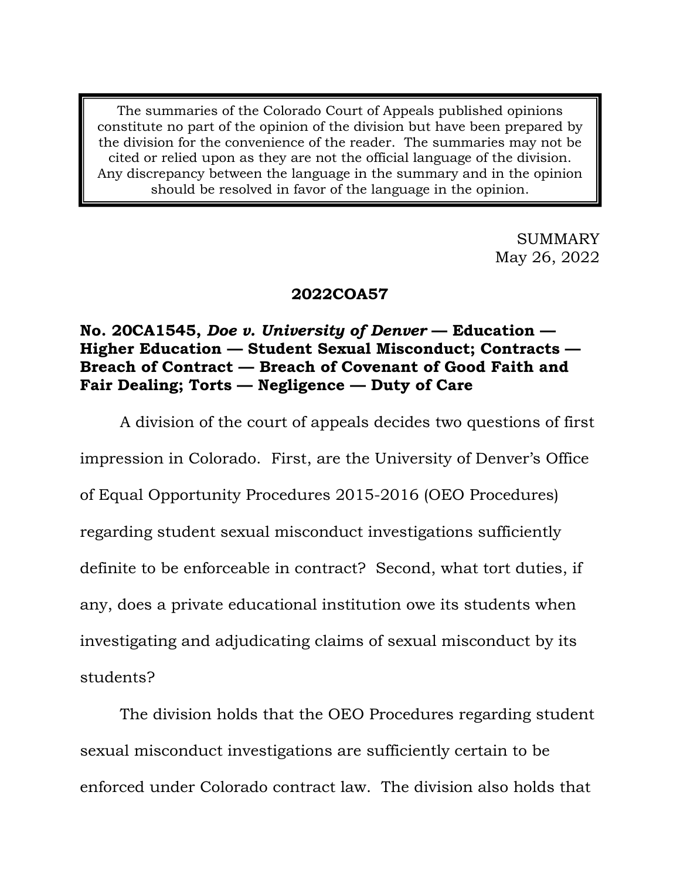> The summaries of the Colorado Court of Appeals published opinions constitute no part of the opinion of the division but have been prepared by the division for the convenience of the reader. The summaries may not be cited or relied upon as they are not the official language of the division. Any discrepancy between the language in the summary and in the opinion should be resolved in favor of the language in the opinion.

SUMMARY
May 26, 2022

**2022COA57**

**No. 20CA1545, *Doe v. University of Denver* — Education — Higher Education — Student Sexual Misconduct; Contracts — Breach of Contract — Breach of Covenant of Good Faith and Fair Dealing; Torts — Negligence — Duty of Care**

A division of the court of appeals decides two questions of first impression in Colorado. First, are the University of Denver's Office of Equal Opportunity Procedures 2015-2016 (OEO Procedures) regarding student sexual misconduct investigations sufficiently definite to be enforceable in contract? Second, what tort duties, if any, does a private educational institution owe its students when investigating and adjudicating claims of sexual misconduct by its students?

The division holds that the OEO Procedures regarding student sexual misconduct investigations are sufficiently certain to be enforced under Colorado contract law. The division also holds that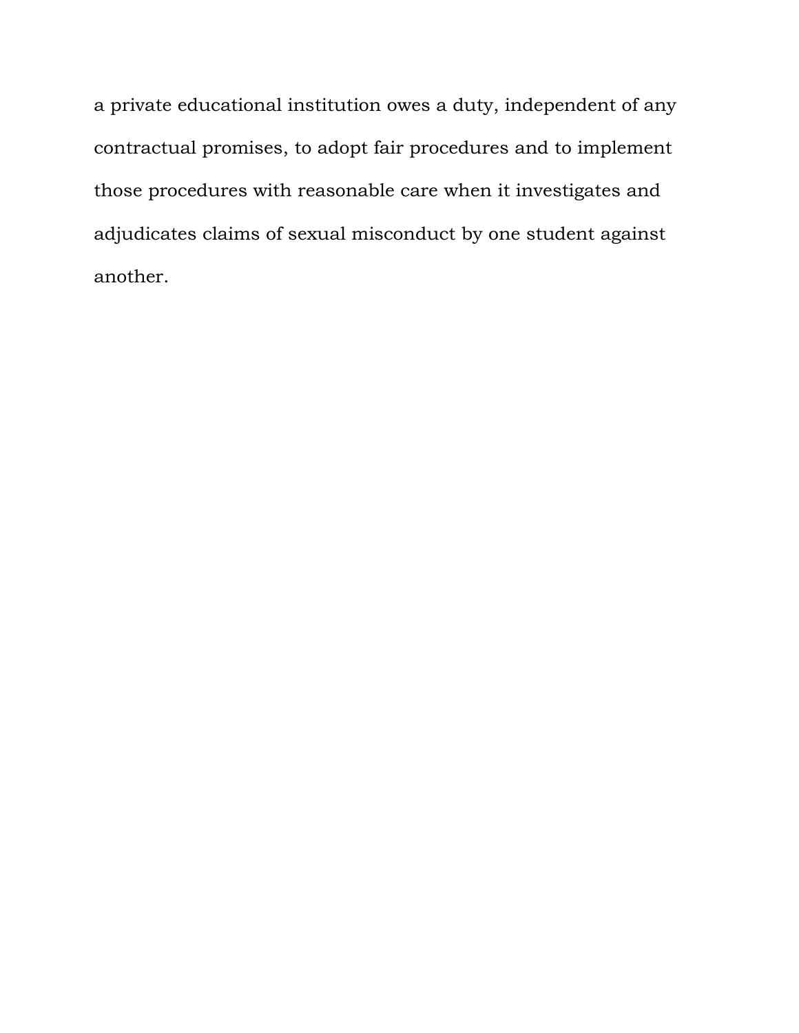a private educational institution owes a duty, independent of any contractual promises, to adopt fair procedures and to implement those procedures with reasonable care when it investigates and adjudicates claims of sexual misconduct by one student against another.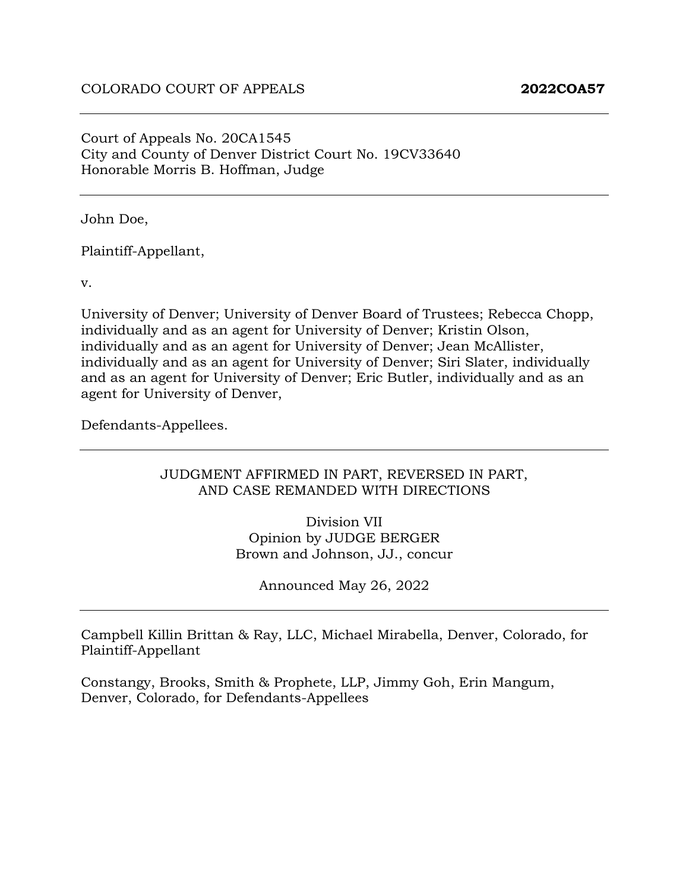COLORADO COURT OF APPEALS **2022COA57**

---

Court of Appeals No. 20CA1545
City and County of Denver District Court No. 19CV33640
Honorable Morris B. Hoffman, Judge

---

John Doe,

Plaintiff-Appellant,

v.

University of Denver; University of Denver Board of Trustees; Rebecca Chopp, individually and as an agent for University of Denver; Kristin Olson, individually and as an agent for University of Denver; Jean McAllister, individually and as an agent for University of Denver; Siri Slater, individually and as an agent for University of Denver; Eric Butler, individually and as an agent for University of Denver,

Defendants-Appellees.

---

JUDGMENT AFFIRMED IN PART, REVERSED IN PART, AND CASE REMANDED WITH DIRECTIONS

Division VII
Opinion by JUDGE BERGER
Brown and Johnson, JJ., concur

Announced May 26, 2022

---

Campbell Killin Brittan & Ray, LLC, Michael Mirabella, Denver, Colorado, for Plaintiff-Appellant

Constangy, Brooks, Smith & Prophete, LLP, Jimmy Goh, Erin Mangum, Denver, Colorado, for Defendants-Appellees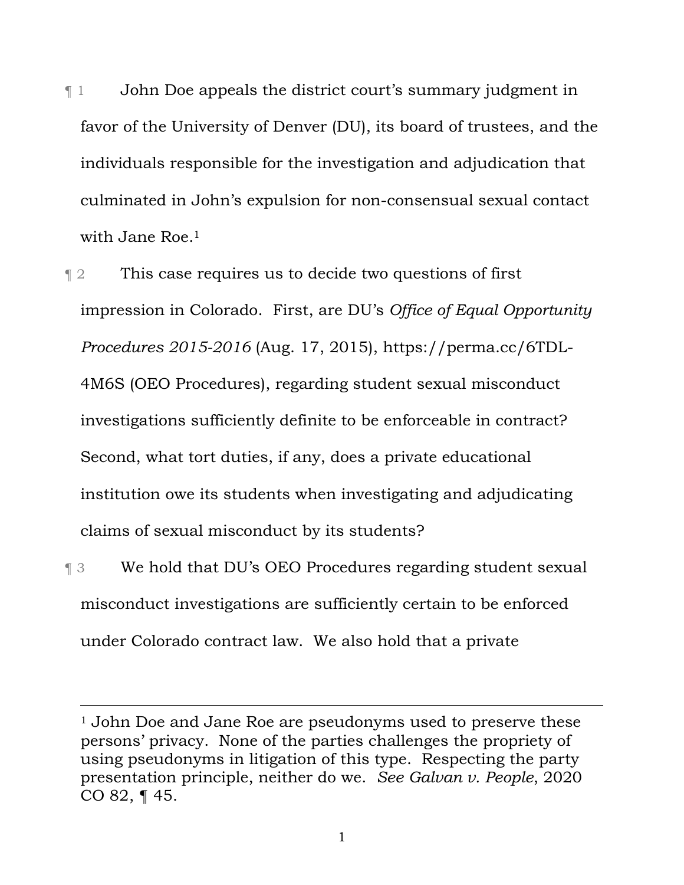¶ 1 John Doe appeals the district court's summary judgment in favor of the University of Denver (DU), its board of trustees, and the individuals responsible for the investigation and adjudication that culminated in John's expulsion for non-consensual sexual contact with Jane Roe.[1]

¶ 2 This case requires us to decide two questions of first impression in Colorado. First, are DU's *Office of Equal Opportunity Procedures 2015-2016* (Aug. 17, 2015), https://perma.cc/6TDL-4M6S (OEO Procedures), regarding student sexual misconduct investigations sufficiently definite to be enforceable in contract? Second, what tort duties, if any, does a private educational institution owe its students when investigating and adjudicating claims of sexual misconduct by its students?

¶ 3 We hold that DU's OEO Procedures regarding student sexual misconduct investigations are sufficiently certain to be enforced under Colorado contract law. We also hold that a private

---

[1] John Doe and Jane Roe are pseudonyms used to preserve these persons' privacy. None of the parties challenges the propriety of using pseudonyms in litigation of this type. Respecting the party presentation principle, neither do we. *See Galvan v. People*, 2020 CO 82, ¶ 45.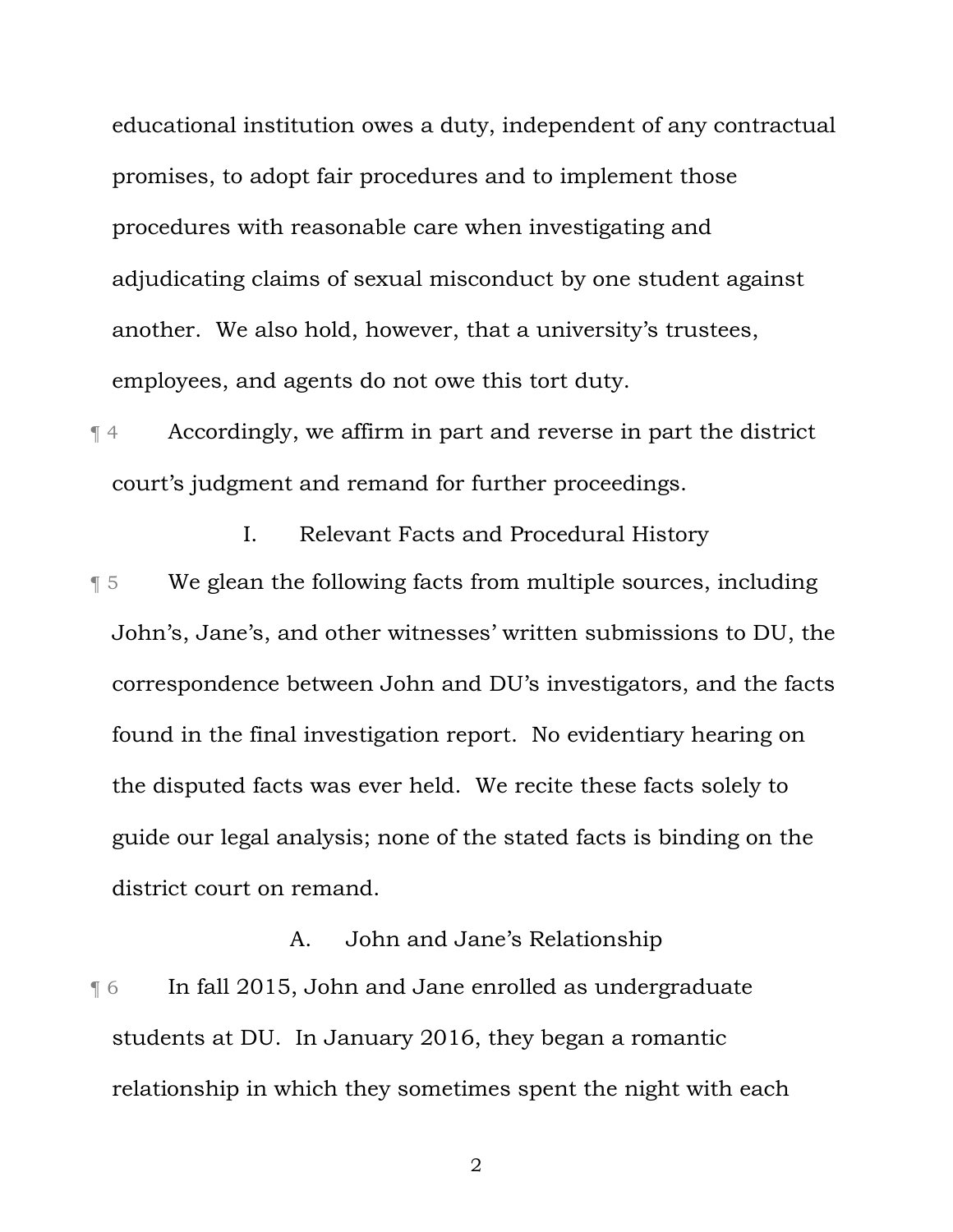educational institution owes a duty, independent of any contractual promises, to adopt fair procedures and to implement those procedures with reasonable care when investigating and adjudicating claims of sexual misconduct by one student against another. We also hold, however, that a university's trustees, employees, and agents do not owe this tort duty.

¶ 4 Accordingly, we affirm in part and reverse in part the district court's judgment and remand for further proceedings.

## I. Relevant Facts and Procedural History

¶ 5 We glean the following facts from multiple sources, including John's, Jane's, and other witnesses' written submissions to DU, the correspondence between John and DU's investigators, and the facts found in the final investigation report. No evidentiary hearing on the disputed facts was ever held. We recite these facts solely to guide our legal analysis; none of the stated facts is binding on the district court on remand.

### A. John and Jane's Relationship

¶ 6 In fall 2015, John and Jane enrolled as undergraduate students at DU. In January 2016, they began a romantic relationship in which they sometimes spent the night with each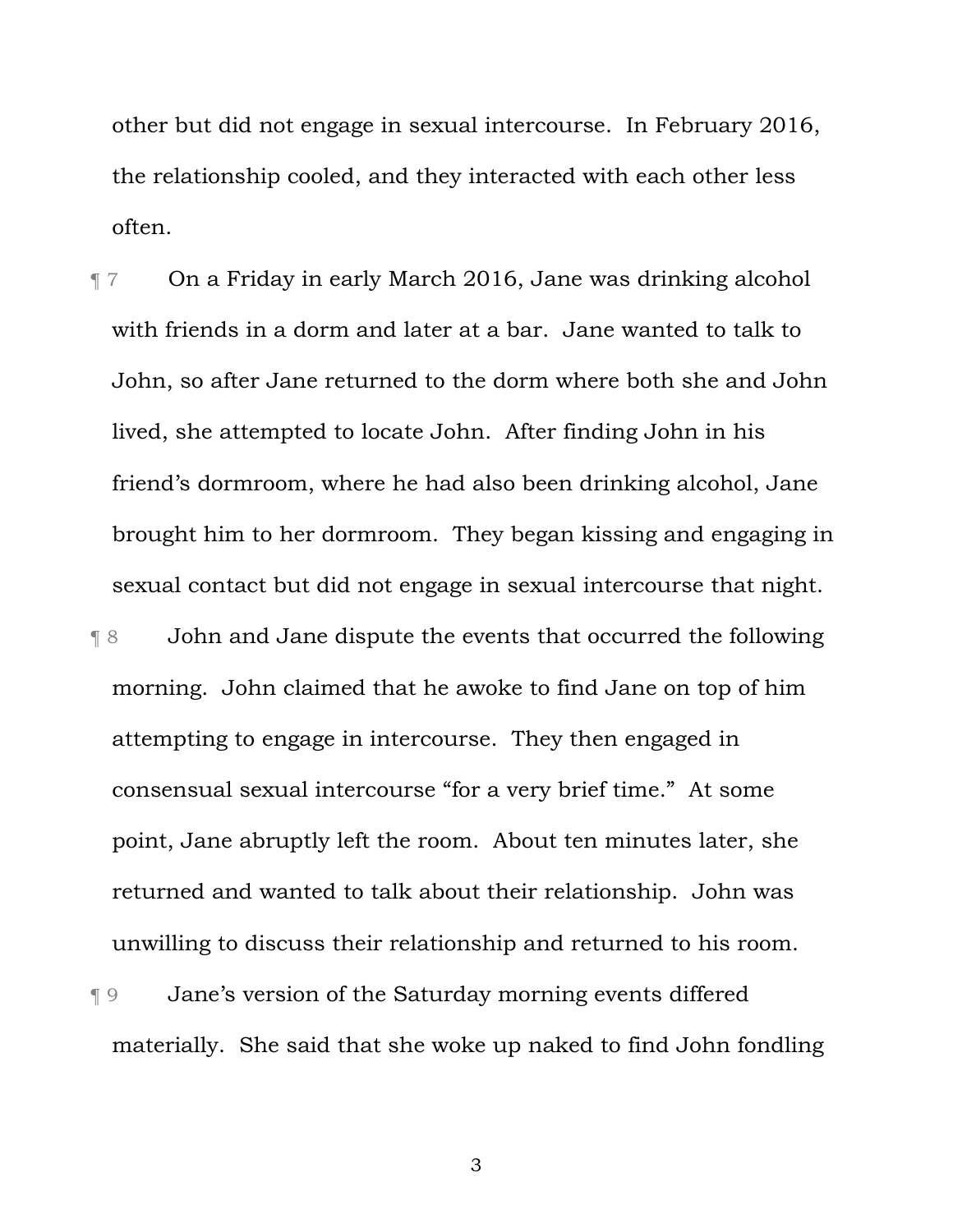other but did not engage in sexual intercourse. In February 2016, the relationship cooled, and they interacted with each other less often.

¶ 7 On a Friday in early March 2016, Jane was drinking alcohol with friends in a dorm and later at a bar. Jane wanted to talk to John, so after Jane returned to the dorm where both she and John lived, she attempted to locate John. After finding John in his friend's dormroom, where he had also been drinking alcohol, Jane brought him to her dormroom. They began kissing and engaging in sexual contact but did not engage in sexual intercourse that night.

¶ 8 John and Jane dispute the events that occurred the following morning. John claimed that he awoke to find Jane on top of him attempting to engage in intercourse. They then engaged in consensual sexual intercourse "for a very brief time." At some point, Jane abruptly left the room. About ten minutes later, she returned and wanted to talk about their relationship. John was unwilling to discuss their relationship and returned to his room.

¶ 9 Jane's version of the Saturday morning events differed materially. She said that she woke up naked to find John fondling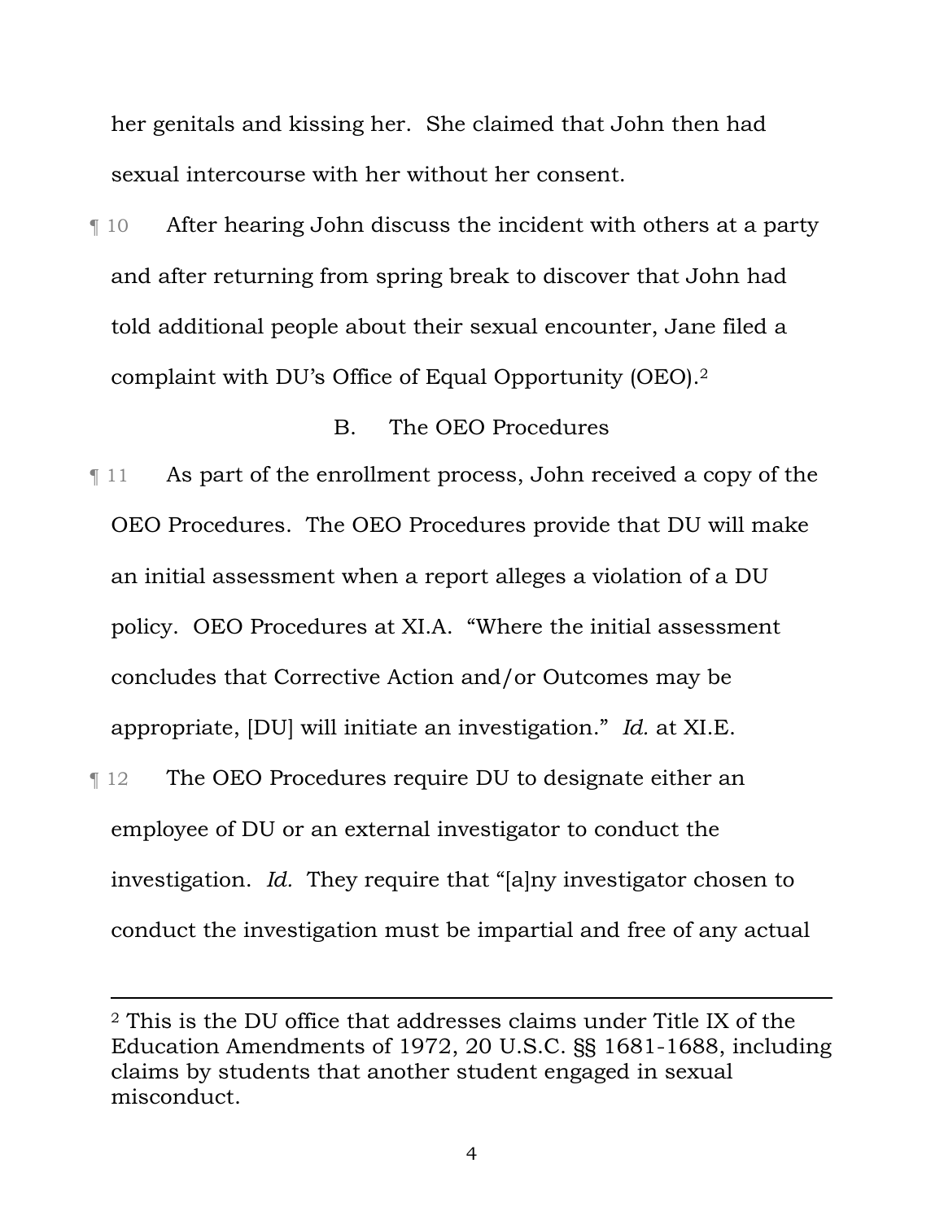her genitals and kissing her. She claimed that John then had sexual intercourse with her without her consent.

¶ 10 After hearing John discuss the incident with others at a party and after returning from spring break to discover that John had told additional people about their sexual encounter, Jane filed a complaint with DU's Office of Equal Opportunity (OEO).[2]

### B. The OEO Procedures

¶ 11 As part of the enrollment process, John received a copy of the OEO Procedures. The OEO Procedures provide that DU will make an initial assessment when a report alleges a violation of a DU policy. OEO Procedures at XI.A. "Where the initial assessment concludes that Corrective Action and/or Outcomes may be appropriate, [DU] will initiate an investigation." *Id.* at XI.E.

¶ 12 The OEO Procedures require DU to designate either an employee of DU or an external investigator to conduct the investigation. *Id.* They require that "[a]ny investigator chosen to conduct the investigation must be impartial and free of any actual

---

[2] This is the DU office that addresses claims under Title IX of the Education Amendments of 1972, 20 U.S.C. §§ 1681-1688, including claims by students that another student engaged in sexual misconduct.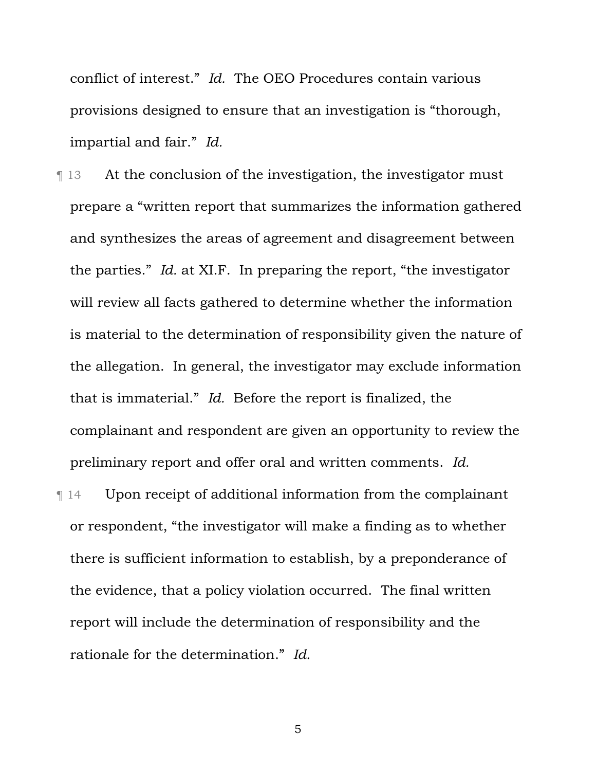conflict of interest." *Id.* The OEO Procedures contain various provisions designed to ensure that an investigation is "thorough, impartial and fair." *Id.*

¶ 13 At the conclusion of the investigation, the investigator must prepare a "written report that summarizes the information gathered and synthesizes the areas of agreement and disagreement between the parties." *Id.* at XI.F. In preparing the report, "the investigator will review all facts gathered to determine whether the information is material to the determination of responsibility given the nature of the allegation. In general, the investigator may exclude information that is immaterial." *Id.* Before the report is finalized, the complainant and respondent are given an opportunity to review the preliminary report and offer oral and written comments. *Id.*

¶ 14 Upon receipt of additional information from the complainant or respondent, "the investigator will make a finding as to whether there is sufficient information to establish, by a preponderance of the evidence, that a policy violation occurred. The final written report will include the determination of responsibility and the rationale for the determination." *Id.*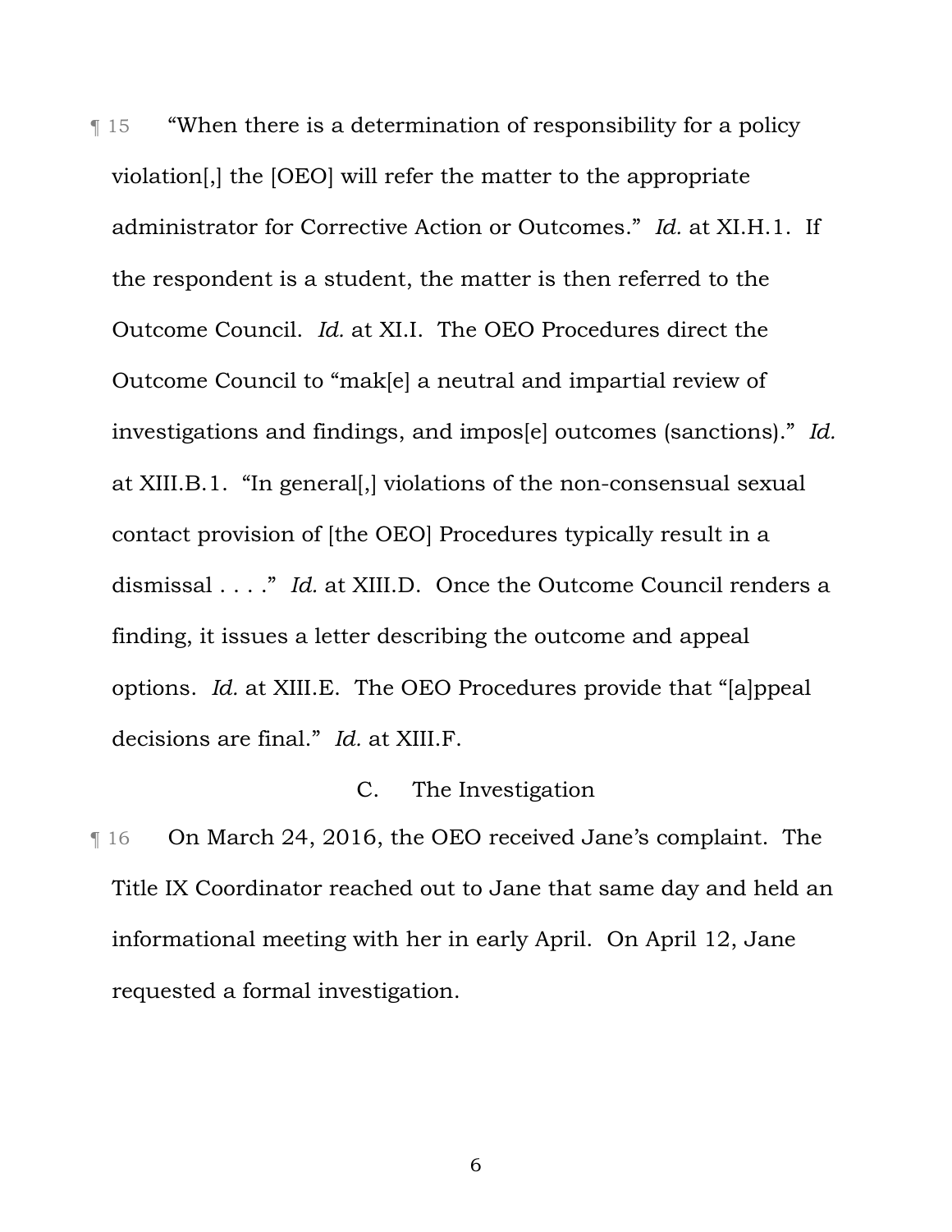¶ 15 "When there is a determination of responsibility for a policy violation[,] the [OEO] will refer the matter to the appropriate administrator for Corrective Action or Outcomes." *Id.* at XI.H.1. If the respondent is a student, the matter is then referred to the Outcome Council. *Id.* at XI.I. The OEO Procedures direct the Outcome Council to "mak[e] a neutral and impartial review of investigations and findings, and impos[e] outcomes (sanctions)." *Id.* at XIII.B.1. "In general[,] violations of the non-consensual sexual contact provision of [the OEO] Procedures typically result in a dismissal . . . ." *Id.* at XIII.D. Once the Outcome Council renders a finding, it issues a letter describing the outcome and appeal options. *Id.* at XIII.E. The OEO Procedures provide that "[a]ppeal decisions are final." *Id.* at XIII.F.

### C. The Investigation

¶ 16 On March 24, 2016, the OEO received Jane's complaint. The Title IX Coordinator reached out to Jane that same day and held an informational meeting with her in early April. On April 12, Jane requested a formal investigation.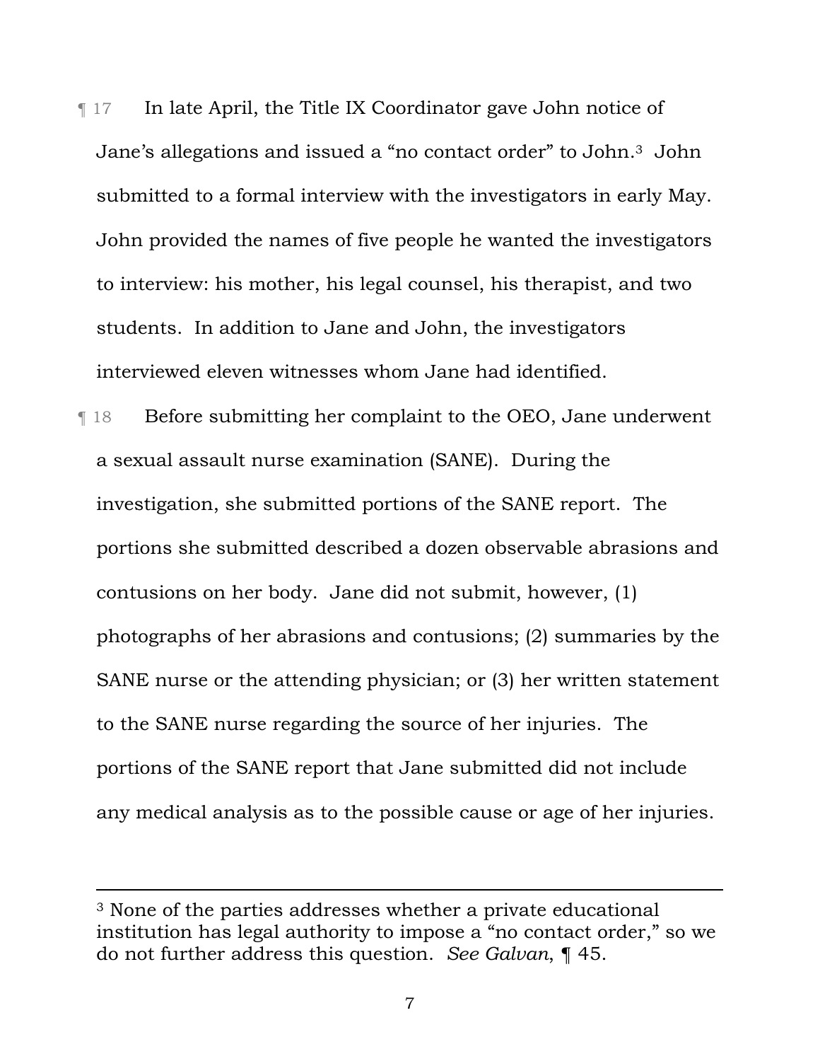¶ 17 In late April, the Title IX Coordinator gave John notice of Jane's allegations and issued a "no contact order" to John.[3] John submitted to a formal interview with the investigators in early May. John provided the names of five people he wanted the investigators to interview: his mother, his legal counsel, his therapist, and two students. In addition to Jane and John, the investigators interviewed eleven witnesses whom Jane had identified.

¶ 18 Before submitting her complaint to the OEO, Jane underwent a sexual assault nurse examination (SANE). During the investigation, she submitted portions of the SANE report. The portions she submitted described a dozen observable abrasions and contusions on her body. Jane did not submit, however, (1) photographs of her abrasions and contusions; (2) summaries by the SANE nurse or the attending physician; or (3) her written statement to the SANE nurse regarding the source of her injuries. The portions of the SANE report that Jane submitted did not include any medical analysis as to the possible cause or age of her injuries.

---

[3] None of the parties addresses whether a private educational institution has legal authority to impose a "no contact order," so we do not further address this question. *See Galvan*, ¶ 45.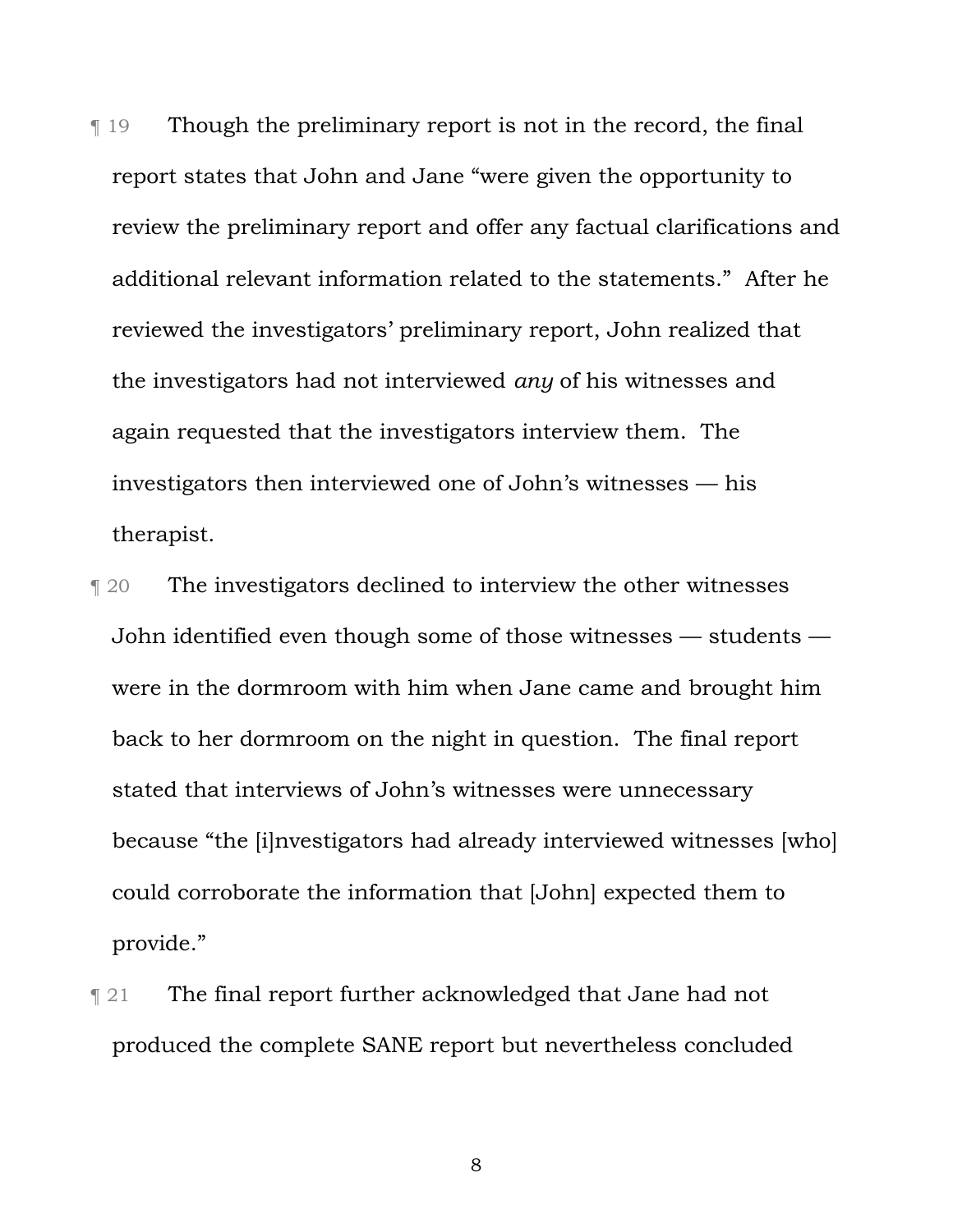¶ 19 Though the preliminary report is not in the record, the final report states that John and Jane "were given the opportunity to review the preliminary report and offer any factual clarifications and additional relevant information related to the statements." After he reviewed the investigators' preliminary report, John realized that the investigators had not interviewed *any* of his witnesses and again requested that the investigators interview them. The investigators then interviewed one of John's witnesses — his therapist.

¶ 20 The investigators declined to interview the other witnesses John identified even though some of those witnesses — students — were in the dormroom with him when Jane came and brought him back to her dormroom on the night in question. The final report stated that interviews of John's witnesses were unnecessary because "the [i]nvestigators had already interviewed witnesses [who] could corroborate the information that [John] expected them to provide."

¶ 21 The final report further acknowledged that Jane had not produced the complete SANE report but nevertheless concluded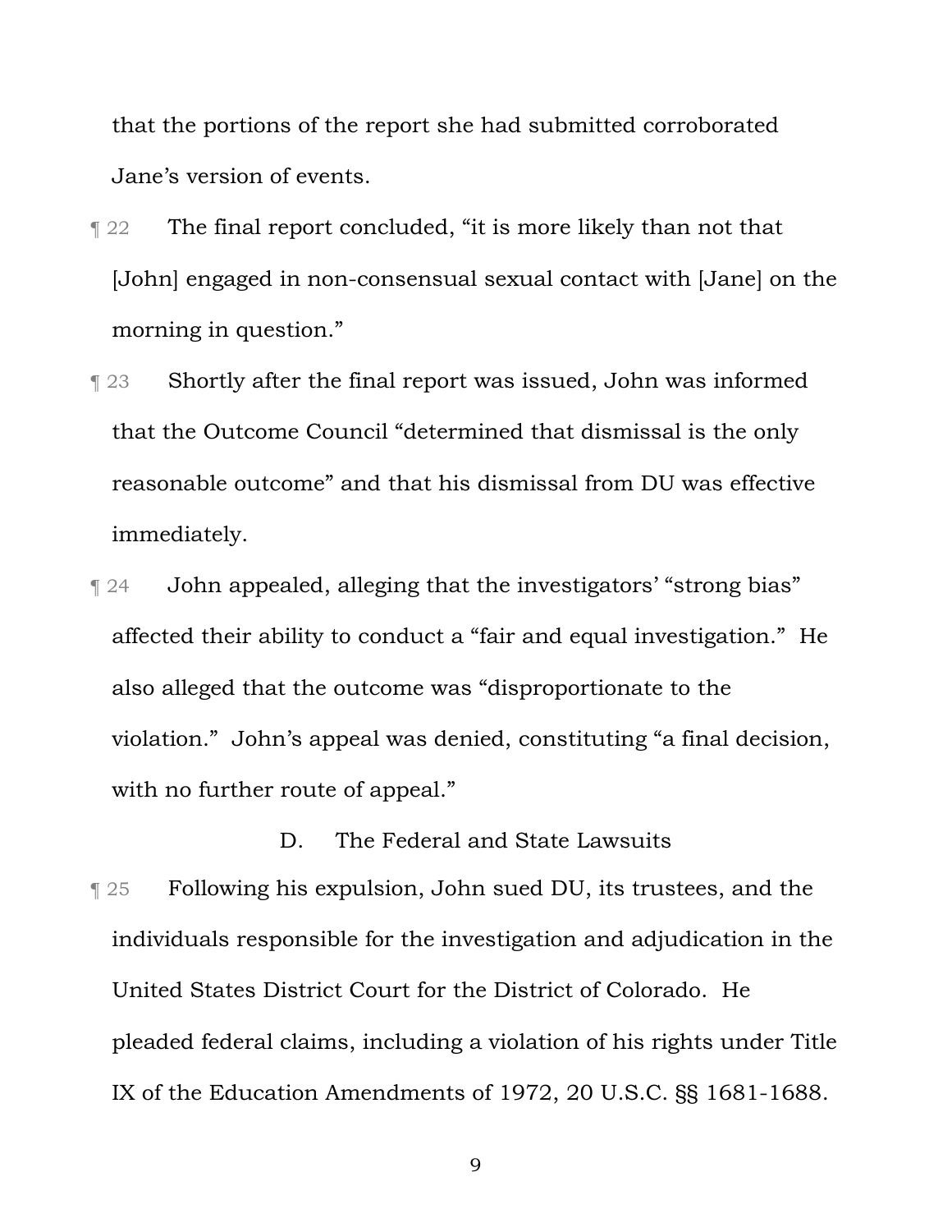that the portions of the report she had submitted corroborated Jane's version of events.

¶ 22 The final report concluded, "it is more likely than not that [John] engaged in non-consensual sexual contact with [Jane] on the morning in question."

¶ 23 Shortly after the final report was issued, John was informed that the Outcome Council "determined that dismissal is the only reasonable outcome" and that his dismissal from DU was effective immediately.

¶ 24 John appealed, alleging that the investigators' "strong bias" affected their ability to conduct a "fair and equal investigation." He also alleged that the outcome was "disproportionate to the violation." John's appeal was denied, constituting "a final decision, with no further route of appeal."

### D. The Federal and State Lawsuits

¶ 25 Following his expulsion, John sued DU, its trustees, and the individuals responsible for the investigation and adjudication in the United States District Court for the District of Colorado. He pleaded federal claims, including a violation of his rights under Title IX of the Education Amendments of 1972, 20 U.S.C. §§ 1681-1688.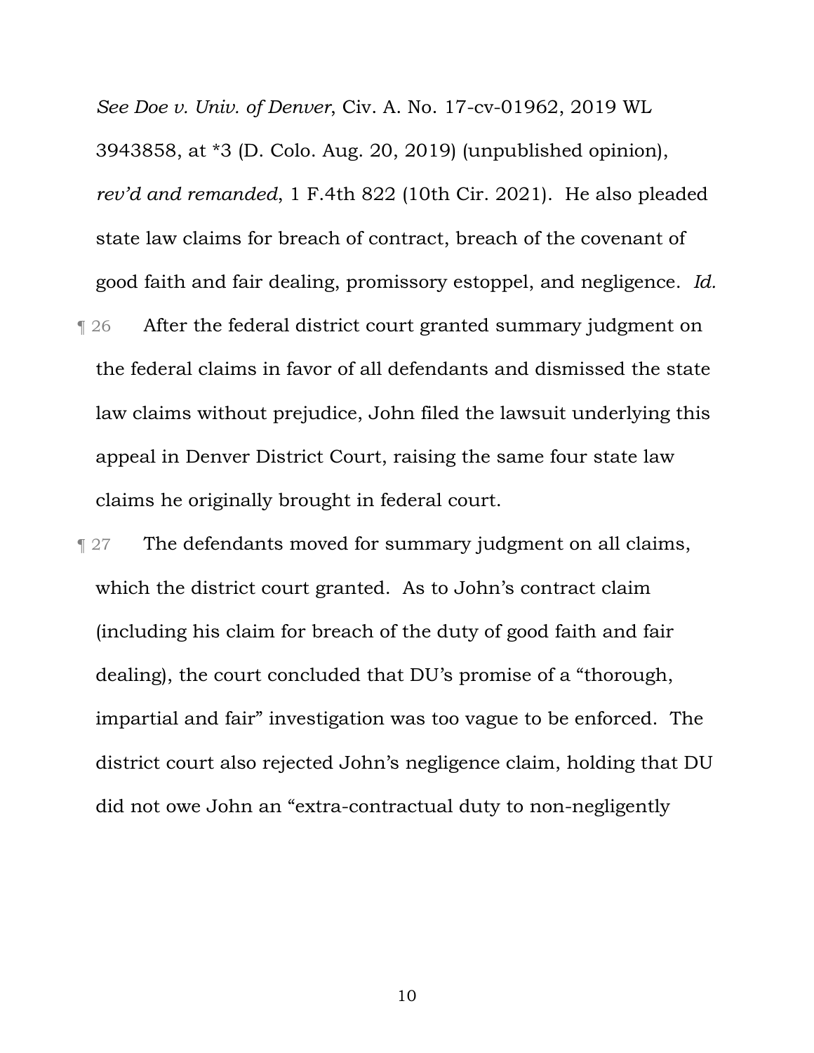*See Doe v. Univ. of Denver*, Civ. A. No. 17-cv-01962, 2019 WL 3943858, at *3 (D. Colo. Aug. 20, 2019) (unpublished opinion), *rev'd and remanded*, 1 F.4th 822 (10th Cir. 2021). He also pleaded state law claims for breach of contract, breach of the covenant of good faith and fair dealing, promissory estoppel, and negligence. *Id.*

¶ 26 After the federal district court granted summary judgment on the federal claims in favor of all defendants and dismissed the state law claims without prejudice, John filed the lawsuit underlying this appeal in Denver District Court, raising the same four state law claims he originally brought in federal court.

¶ 27 The defendants moved for summary judgment on all claims, which the district court granted. As to John's contract claim (including his claim for breach of the duty of good faith and fair dealing), the court concluded that DU's promise of a "thorough, impartial and fair" investigation was too vague to be enforced. The district court also rejected John's negligence claim, holding that DU did not owe John an "extra-contractual duty to non-negligently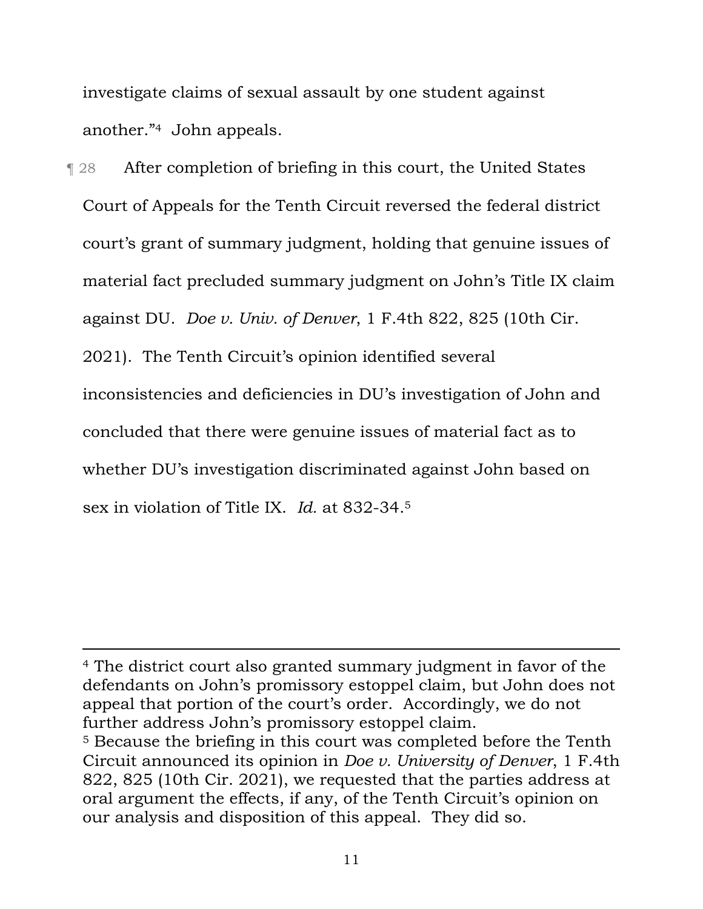investigate claims of sexual assault by one student against another."[4] John appeals.

¶ 28 After completion of briefing in this court, the United States Court of Appeals for the Tenth Circuit reversed the federal district court's grant of summary judgment, holding that genuine issues of material fact precluded summary judgment on John's Title IX claim against DU. *Doe v. Univ. of Denver*, 1 F.4th 822, 825 (10th Cir. 2021). The Tenth Circuit's opinion identified several inconsistencies and deficiencies in DU's investigation of John and concluded that there were genuine issues of material fact as to whether DU's investigation discriminated against John based on sex in violation of Title IX. *Id.* at 832-34.[5]

---

[4] The district court also granted summary judgment in favor of the defendants on John's promissory estoppel claim, but John does not appeal that portion of the court's order. Accordingly, we do not further address John's promissory estoppel claim.

[5] Because the briefing in this court was completed before the Tenth Circuit announced its opinion in *Doe v. University of Denver*, 1 F.4th 822, 825 (10th Cir. 2021), we requested that the parties address at oral argument the effects, if any, of the Tenth Circuit's opinion on our analysis and disposition of this appeal. They did so.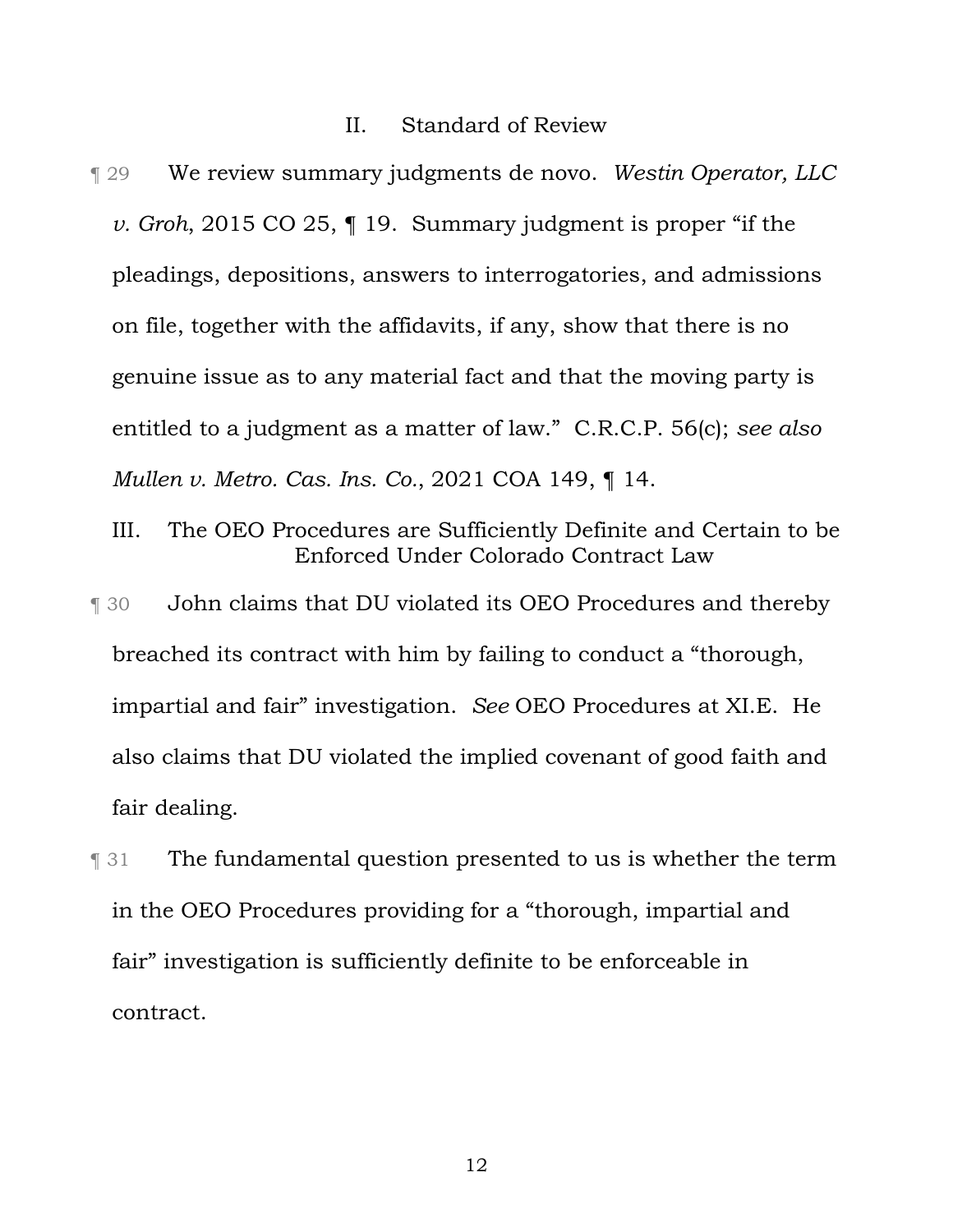## II. Standard of Review

¶ 29 We review summary judgments de novo. *Westin Operator, LLC v. Groh*, 2015 CO 25, ¶ 19. Summary judgment is proper "if the pleadings, depositions, answers to interrogatories, and admissions on file, together with the affidavits, if any, show that there is no genuine issue as to any material fact and that the moving party is entitled to a judgment as a matter of law." C.R.C.P. 56(c); *see also Mullen v. Metro. Cas. Ins. Co.*, 2021 COA 149, ¶ 14.

## III. The OEO Procedures are Sufficiently Definite and Certain to be Enforced Under Colorado Contract Law

¶ 30 John claims that DU violated its OEO Procedures and thereby breached its contract with him by failing to conduct a "thorough, impartial and fair" investigation. *See* OEO Procedures at XI.E. He also claims that DU violated the implied covenant of good faith and fair dealing.

¶ 31 The fundamental question presented to us is whether the term in the OEO Procedures providing for a "thorough, impartial and fair" investigation is sufficiently definite to be enforceable in contract.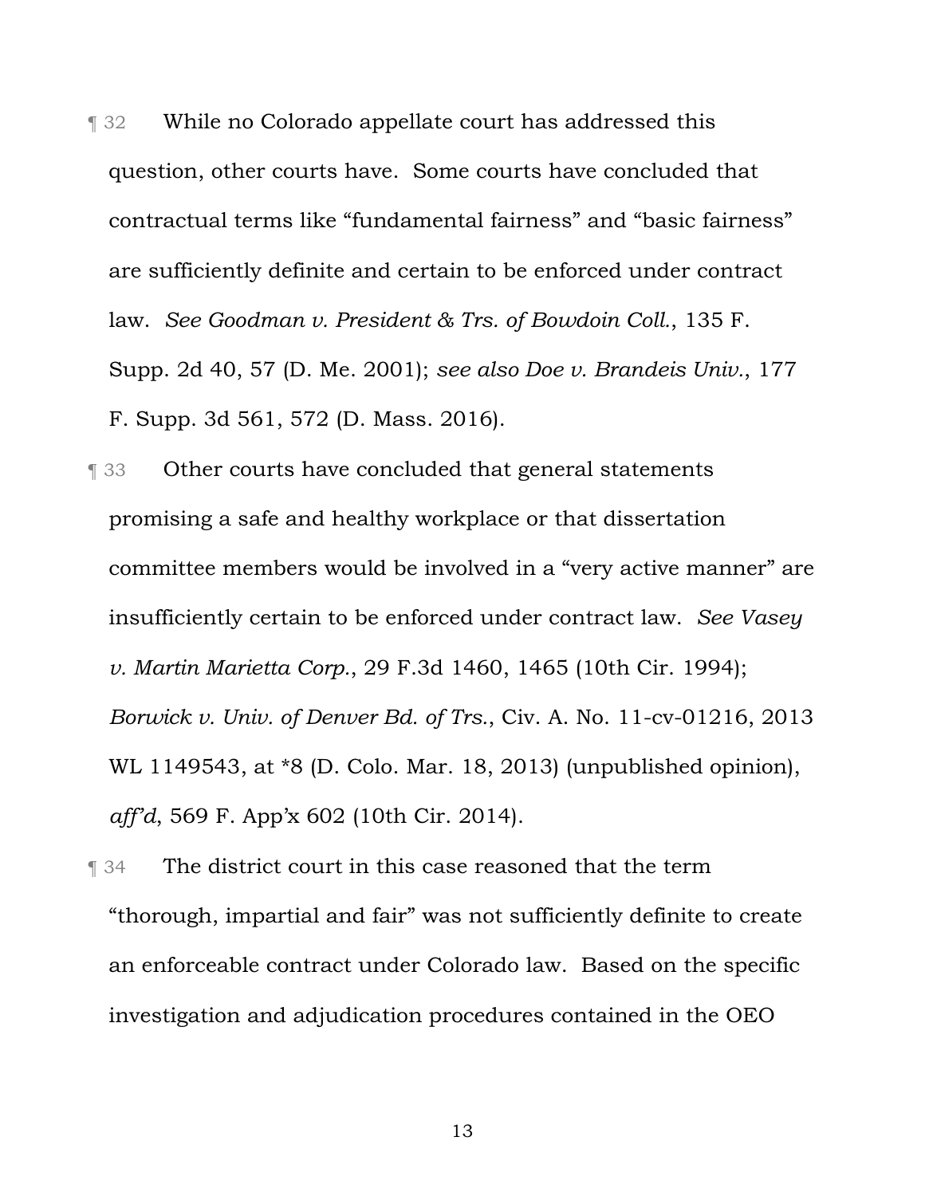¶ 32 While no Colorado appellate court has addressed this question, other courts have. Some courts have concluded that contractual terms like "fundamental fairness" and "basic fairness" are sufficiently definite and certain to be enforced under contract law. *See Goodman v. President & Trs. of Bowdoin Coll.*, 135 F. Supp. 2d 40, 57 (D. Me. 2001); *see also Doe v. Brandeis Univ.*, 177 F. Supp. 3d 561, 572 (D. Mass. 2016).

¶ 33 Other courts have concluded that general statements promising a safe and healthy workplace or that dissertation committee members would be involved in a "very active manner" are insufficiently certain to be enforced under contract law. *See Vasey v. Martin Marietta Corp.*, 29 F.3d 1460, 1465 (10th Cir. 1994); *Borwick v. Univ. of Denver Bd. of Trs.*, Civ. A. No. 11-cv-01216, 2013 WL 1149543, at *8 (D. Colo. Mar. 18, 2013) (unpublished opinion), *aff'd*, 569 F. App'x 602 (10th Cir. 2014).

¶ 34 The district court in this case reasoned that the term "thorough, impartial and fair" was not sufficiently definite to create an enforceable contract under Colorado law. Based on the specific investigation and adjudication procedures contained in the OEO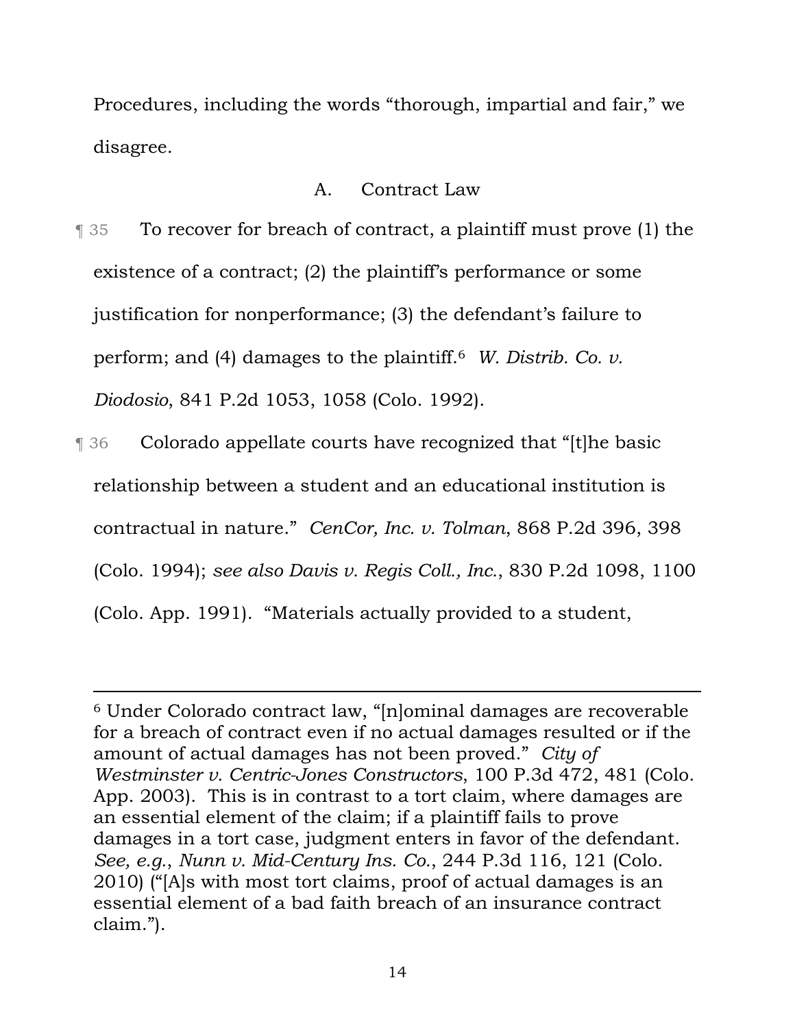Procedures, including the words "thorough, impartial and fair," we disagree.

### A. Contract Law

¶ 35 To recover for breach of contract, a plaintiff must prove (1) the existence of a contract; (2) the plaintiff's performance or some justification for nonperformance; (3) the defendant's failure to perform; and (4) damages to the plaintiff.[6] *W. Distrib. Co. v. Diodosio*, 841 P.2d 1053, 1058 (Colo. 1992).

¶ 36 Colorado appellate courts have recognized that "[t]he basic relationship between a student and an educational institution is contractual in nature." *CenCor, Inc. v. Tolman*, 868 P.2d 396, 398 (Colo. 1994); *see also Davis v. Regis Coll., Inc.*, 830 P.2d 1098, 1100 (Colo. App. 1991). "Materials actually provided to a student,

---

[6] Under Colorado contract law, "[n]ominal damages are recoverable for a breach of contract even if no actual damages resulted or if the amount of actual damages has not been proved." *City of Westminster v. Centric-Jones Constructors*, 100 P.3d 472, 481 (Colo. App. 2003). This is in contrast to a tort claim, where damages are an essential element of the claim; if a plaintiff fails to prove damages in a tort case, judgment enters in favor of the defendant. *See, e.g.*, *Nunn v. Mid-Century Ins. Co.*, 244 P.3d 116, 121 (Colo. 2010) ("[A]s with most tort claims, proof of actual damages is an essential element of a bad faith breach of an insurance contract claim.").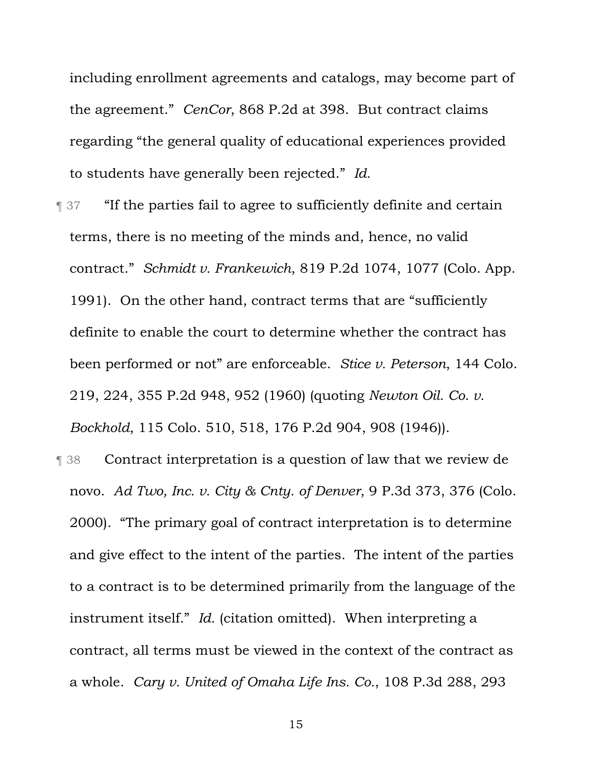including enrollment agreements and catalogs, may become part of the agreement." *CenCor*, 868 P.2d at 398. But contract claims regarding "the general quality of educational experiences provided to students have generally been rejected." *Id.*

¶ 37 "If the parties fail to agree to sufficiently definite and certain terms, there is no meeting of the minds and, hence, no valid contract." *Schmidt v. Frankewich*, 819 P.2d 1074, 1077 (Colo. App. 1991). On the other hand, contract terms that are "sufficiently definite to enable the court to determine whether the contract has been performed or not" are enforceable. *Stice v. Peterson*, 144 Colo. 219, 224, 355 P.2d 948, 952 (1960) (quoting *Newton Oil. Co. v. Bockhold*, 115 Colo. 510, 518, 176 P.2d 904, 908 (1946)).

¶ 38 Contract interpretation is a question of law that we review de novo. *Ad Two, Inc. v. City & Cnty. of Denver*, 9 P.3d 373, 376 (Colo. 2000). "The primary goal of contract interpretation is to determine and give effect to the intent of the parties. The intent of the parties to a contract is to be determined primarily from the language of the instrument itself." *Id.* (citation omitted). When interpreting a contract, all terms must be viewed in the context of the contract as a whole. *Cary v. United of Omaha Life Ins. Co.*, 108 P.3d 288, 293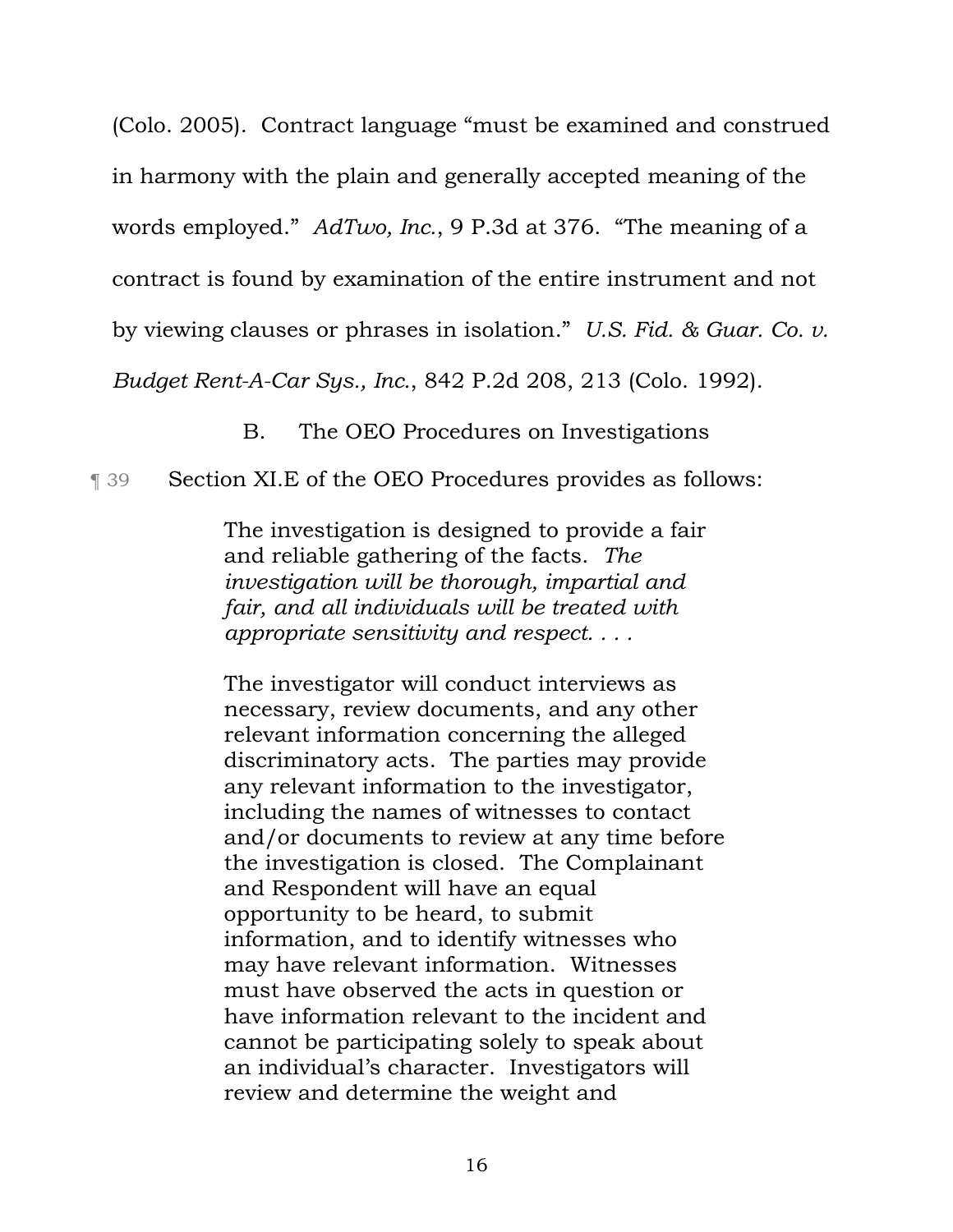(Colo. 2005). Contract language "must be examined and construed in harmony with the plain and generally accepted meaning of the words employed." *AdTwo, Inc.*, 9 P.3d at 376. "The meaning of a contract is found by examination of the entire instrument and not by viewing clauses or phrases in isolation." *U.S. Fid. & Guar. Co. v. Budget Rent-A-Car Sys., Inc.*, 842 P.2d 208, 213 (Colo. 1992).

### B. The OEO Procedures on Investigations

¶ 39 Section XI.E of the OEO Procedures provides as follows:

> The investigation is designed to provide a fair and reliable gathering of the facts. *The investigation will be thorough, impartial and fair, and all individuals will be treated with appropriate sensitivity and respect. . . .*
>
> The investigator will conduct interviews as necessary, review documents, and any other relevant information concerning the alleged discriminatory acts. The parties may provide any relevant information to the investigator, including the names of witnesses to contact and/or documents to review at any time before the investigation is closed. The Complainant and Respondent will have an equal opportunity to be heard, to submit information, and to identify witnesses who may have relevant information. Witnesses must have observed the acts in question or have information relevant to the incident and cannot be participating solely to speak about an individual's character. Investigators will review and determine the weight and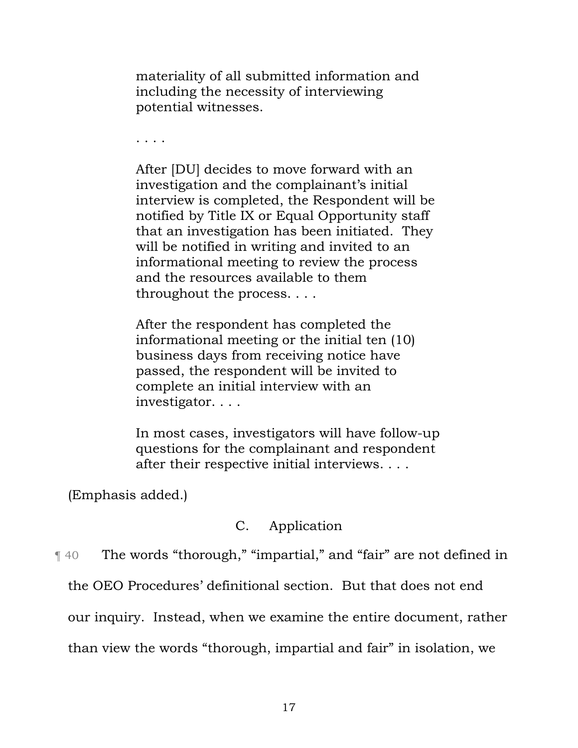> materiality of all submitted information and including the necessity of interviewing potential witnesses.
>
> . . . .
>
> After [DU] decides to move forward with an investigation and the complainant's initial interview is completed, the Respondent will be notified by Title IX or Equal Opportunity staff that an investigation has been initiated. They will be notified in writing and invited to an informational meeting to review the process and the resources available to them throughout the process. . . .
>
> After the respondent has completed the informational meeting or the initial ten (10) business days from receiving notice have passed, the respondent will be invited to complete an initial interview with an investigator. . . .
>
> In most cases, investigators will have follow-up questions for the complainant and respondent after their respective initial interviews. . . .

(Emphasis added.)

### C. Application

¶ 40 The words "thorough," "impartial," and "fair" are not defined in the OEO Procedures' definitional section. But that does not end our inquiry. Instead, when we examine the entire document, rather than view the words "thorough, impartial and fair" in isolation, we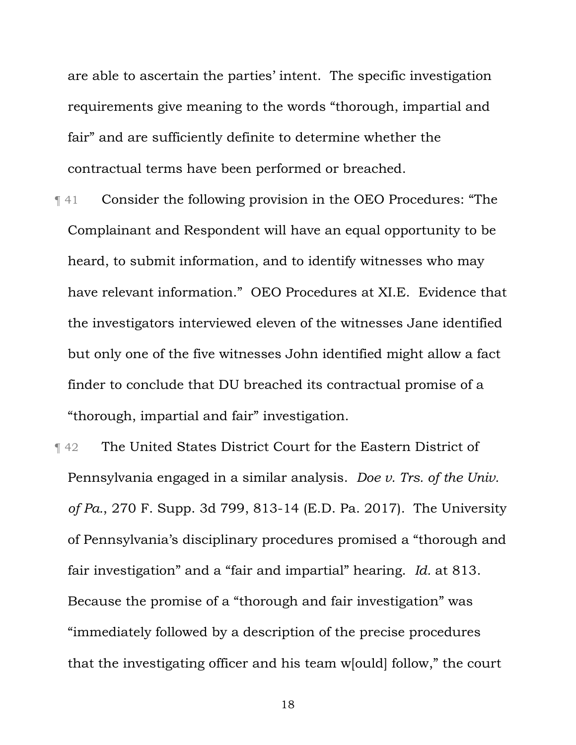are able to ascertain the parties' intent. The specific investigation requirements give meaning to the words "thorough, impartial and fair" and are sufficiently definite to determine whether the contractual terms have been performed or breached.

¶ 41 Consider the following provision in the OEO Procedures: "The Complainant and Respondent will have an equal opportunity to be heard, to submit information, and to identify witnesses who may have relevant information." OEO Procedures at XI.E. Evidence that the investigators interviewed eleven of the witnesses Jane identified but only one of the five witnesses John identified might allow a fact finder to conclude that DU breached its contractual promise of a "thorough, impartial and fair" investigation.

¶ 42 The United States District Court for the Eastern District of Pennsylvania engaged in a similar analysis. *Doe v. Trs. of the Univ. of Pa.*, 270 F. Supp. 3d 799, 813-14 (E.D. Pa. 2017). The University of Pennsylvania's disciplinary procedures promised a "thorough and fair investigation" and a "fair and impartial" hearing. *Id.* at 813. Because the promise of a "thorough and fair investigation" was "immediately followed by a description of the precise procedures that the investigating officer and his team w[ould] follow," the court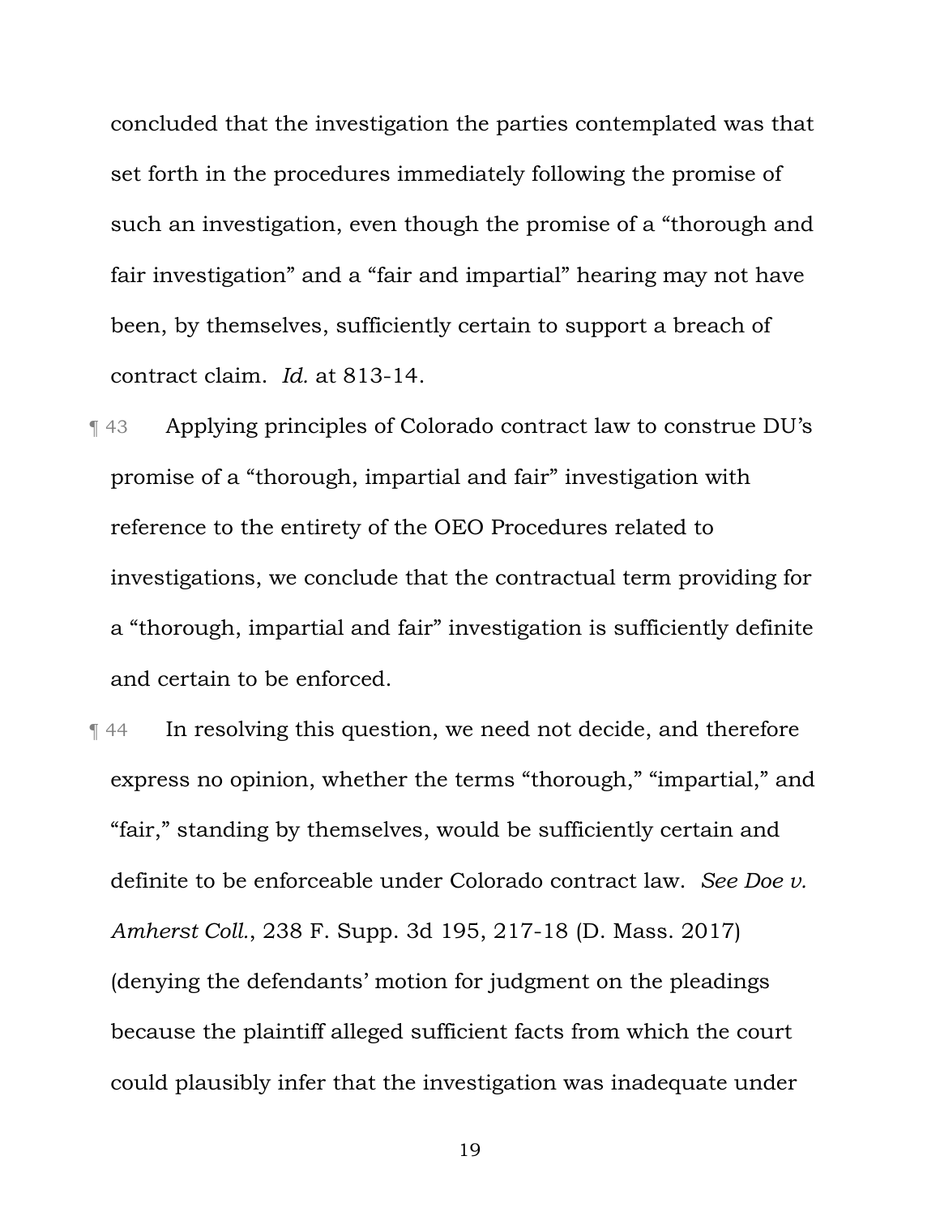concluded that the investigation the parties contemplated was that set forth in the procedures immediately following the promise of such an investigation, even though the promise of a "thorough and fair investigation" and a "fair and impartial" hearing may not have been, by themselves, sufficiently certain to support a breach of contract claim. *Id.* at 813-14.

¶ 43 Applying principles of Colorado contract law to construe DU's promise of a "thorough, impartial and fair" investigation with reference to the entirety of the OEO Procedures related to investigations, we conclude that the contractual term providing for a "thorough, impartial and fair" investigation is sufficiently definite and certain to be enforced.

¶ 44 In resolving this question, we need not decide, and therefore express no opinion, whether the terms "thorough," "impartial," and "fair," standing by themselves, would be sufficiently certain and definite to be enforceable under Colorado contract law. *See Doe v. Amherst Coll.*, 238 F. Supp. 3d 195, 217-18 (D. Mass. 2017) (denying the defendants' motion for judgment on the pleadings because the plaintiff alleged sufficient facts from which the court could plausibly infer that the investigation was inadequate under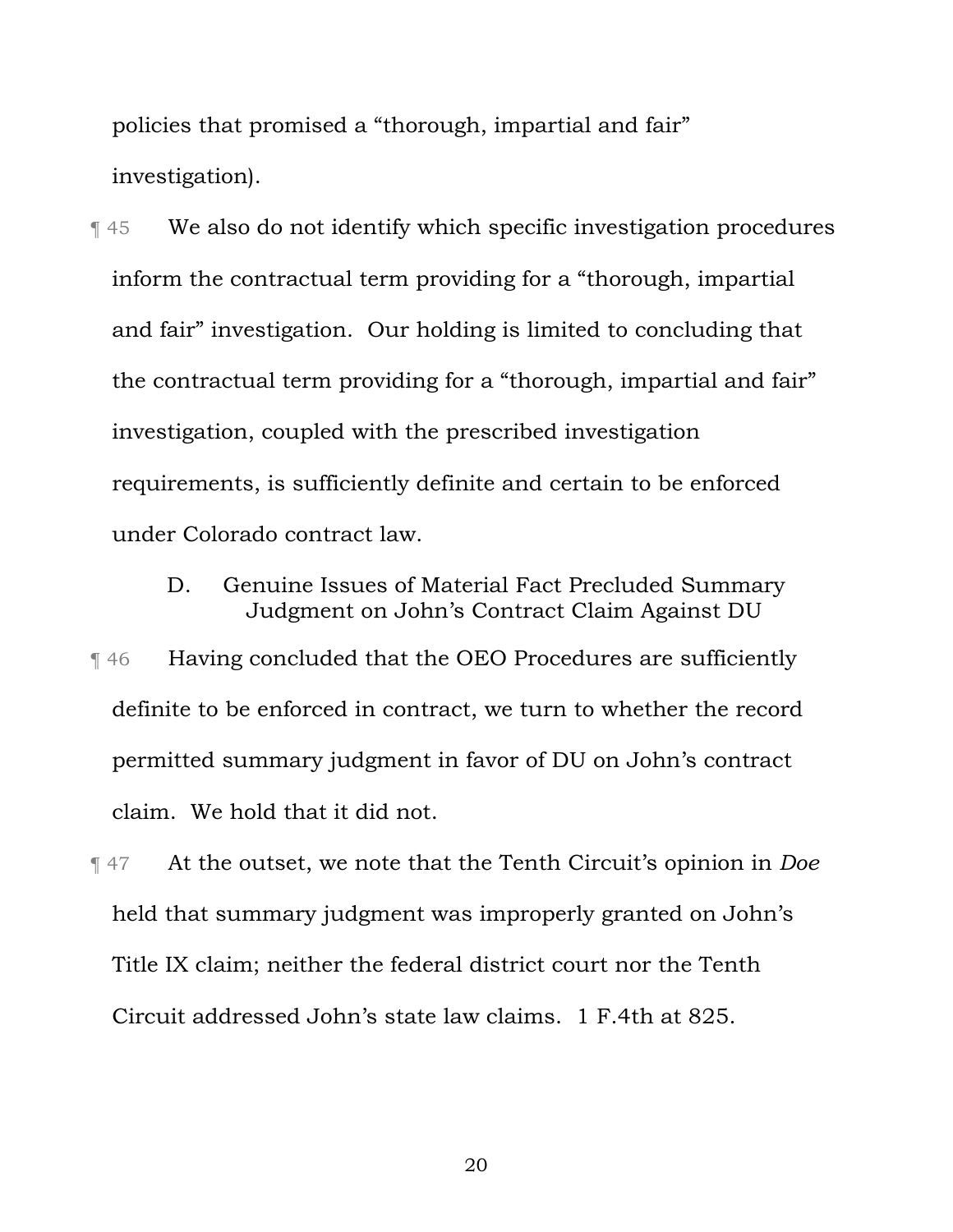policies that promised a "thorough, impartial and fair" investigation).

¶ 45 We also do not identify which specific investigation procedures inform the contractual term providing for a "thorough, impartial and fair" investigation. Our holding is limited to concluding that the contractual term providing for a "thorough, impartial and fair" investigation, coupled with the prescribed investigation requirements, is sufficiently definite and certain to be enforced under Colorado contract law.

### D. Genuine Issues of Material Fact Precluded Summary Judgment on John's Contract Claim Against DU

¶ 46 Having concluded that the OEO Procedures are sufficiently definite to be enforced in contract, we turn to whether the record permitted summary judgment in favor of DU on John's contract claim. We hold that it did not.

¶ 47 At the outset, we note that the Tenth Circuit's opinion in *Doe* held that summary judgment was improperly granted on John's Title IX claim; neither the federal district court nor the Tenth Circuit addressed John's state law claims. 1 F.4th at 825.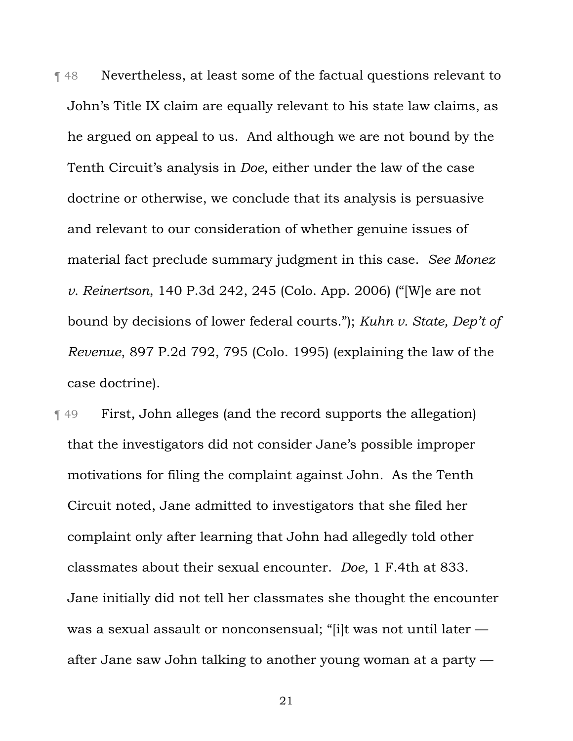¶ 48 Nevertheless, at least some of the factual questions relevant to John's Title IX claim are equally relevant to his state law claims, as he argued on appeal to us. And although we are not bound by the Tenth Circuit's analysis in *Doe*, either under the law of the case doctrine or otherwise, we conclude that its analysis is persuasive and relevant to our consideration of whether genuine issues of material fact preclude summary judgment in this case. *See Monez v. Reinertson*, 140 P.3d 242, 245 (Colo. App. 2006) ("[W]e are not bound by decisions of lower federal courts."); *Kuhn v. State, Dep't of Revenue*, 897 P.2d 792, 795 (Colo. 1995) (explaining the law of the case doctrine).

¶ 49 First, John alleges (and the record supports the allegation) that the investigators did not consider Jane's possible improper motivations for filing the complaint against John. As the Tenth Circuit noted, Jane admitted to investigators that she filed her complaint only after learning that John had allegedly told other classmates about their sexual encounter. *Doe*, 1 F.4th at 833. Jane initially did not tell her classmates she thought the encounter was a sexual assault or nonconsensual; "[i]t was not until later — after Jane saw John talking to another young woman at a party —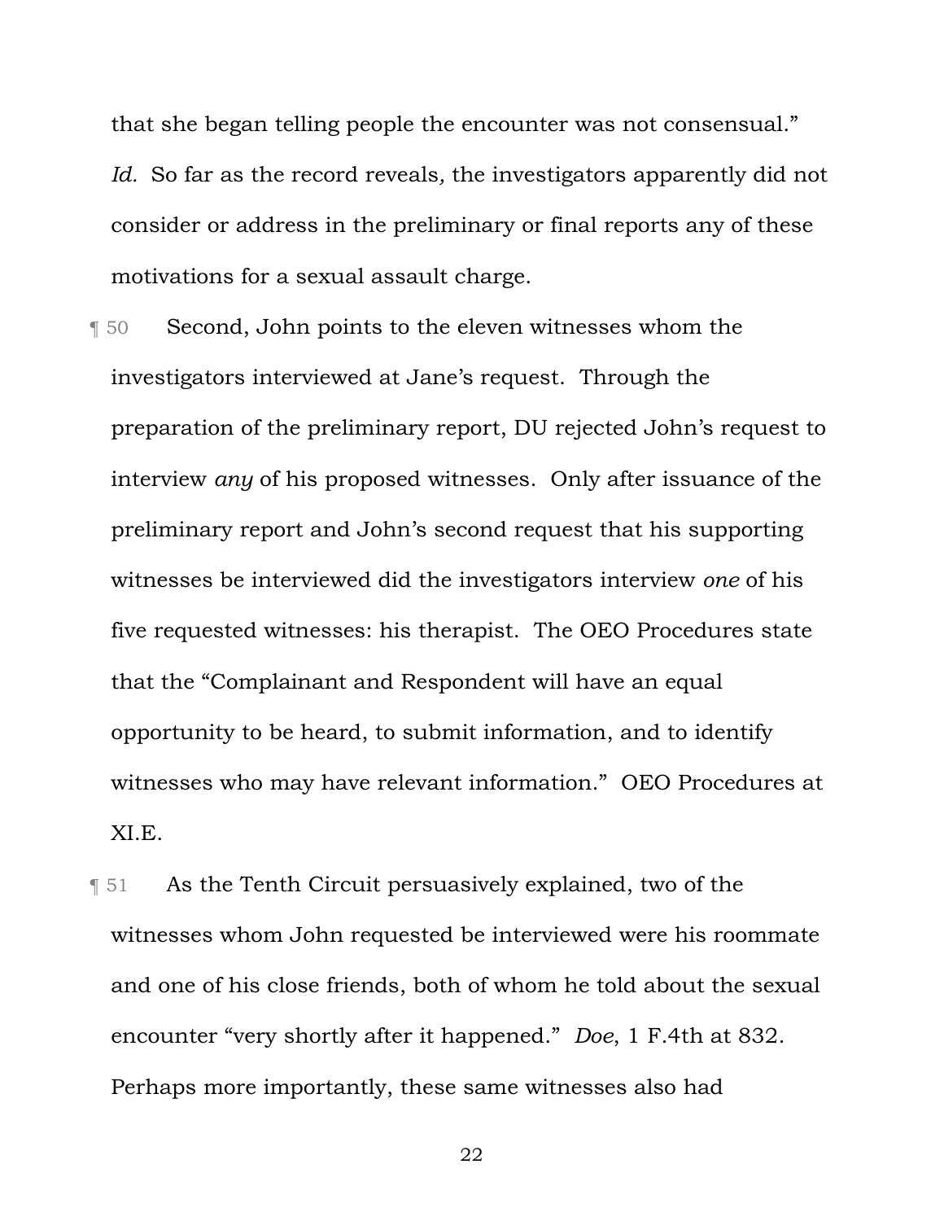that she began telling people the encounter was not consensual." *Id.* So far as the record reveals, the investigators apparently did not consider or address in the preliminary or final reports any of these motivations for a sexual assault charge.

¶ 50 Second, John points to the eleven witnesses whom the investigators interviewed at Jane's request. Through the preparation of the preliminary report, DU rejected John's request to interview *any* of his proposed witnesses. Only after issuance of the preliminary report and John's second request that his supporting witnesses be interviewed did the investigators interview *one* of his five requested witnesses: his therapist. The OEO Procedures state that the "Complainant and Respondent will have an equal opportunity to be heard, to submit information, and to identify witnesses who may have relevant information." OEO Procedures at XI.E.

¶ 51 As the Tenth Circuit persuasively explained, two of the witnesses whom John requested be interviewed were his roommate and one of his close friends, both of whom he told about the sexual encounter "very shortly after it happened." *Doe*, 1 F.4th at 832. Perhaps more importantly, these same witnesses also had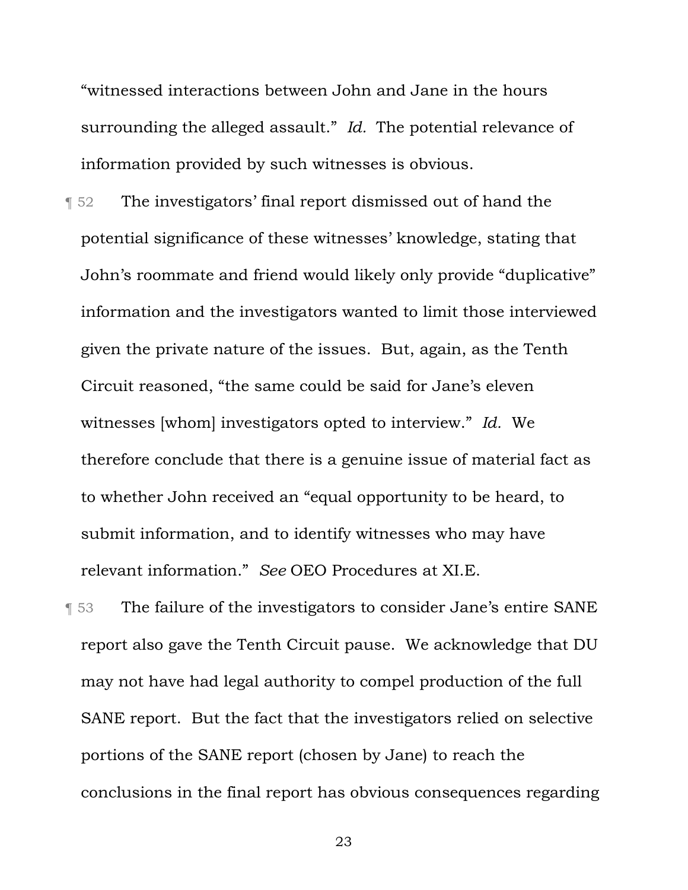"witnessed interactions between John and Jane in the hours surrounding the alleged assault." *Id.* The potential relevance of information provided by such witnesses is obvious.

¶ 52 The investigators' final report dismissed out of hand the potential significance of these witnesses' knowledge, stating that John's roommate and friend would likely only provide "duplicative" information and the investigators wanted to limit those interviewed given the private nature of the issues. But, again, as the Tenth Circuit reasoned, "the same could be said for Jane's eleven witnesses [whom] investigators opted to interview." *Id.* We therefore conclude that there is a genuine issue of material fact as to whether John received an "equal opportunity to be heard, to submit information, and to identify witnesses who may have relevant information." *See* OEO Procedures at XI.E.

¶ 53 The failure of the investigators to consider Jane's entire SANE report also gave the Tenth Circuit pause. We acknowledge that DU may not have had legal authority to compel production of the full SANE report. But the fact that the investigators relied on selective portions of the SANE report (chosen by Jane) to reach the conclusions in the final report has obvious consequences regarding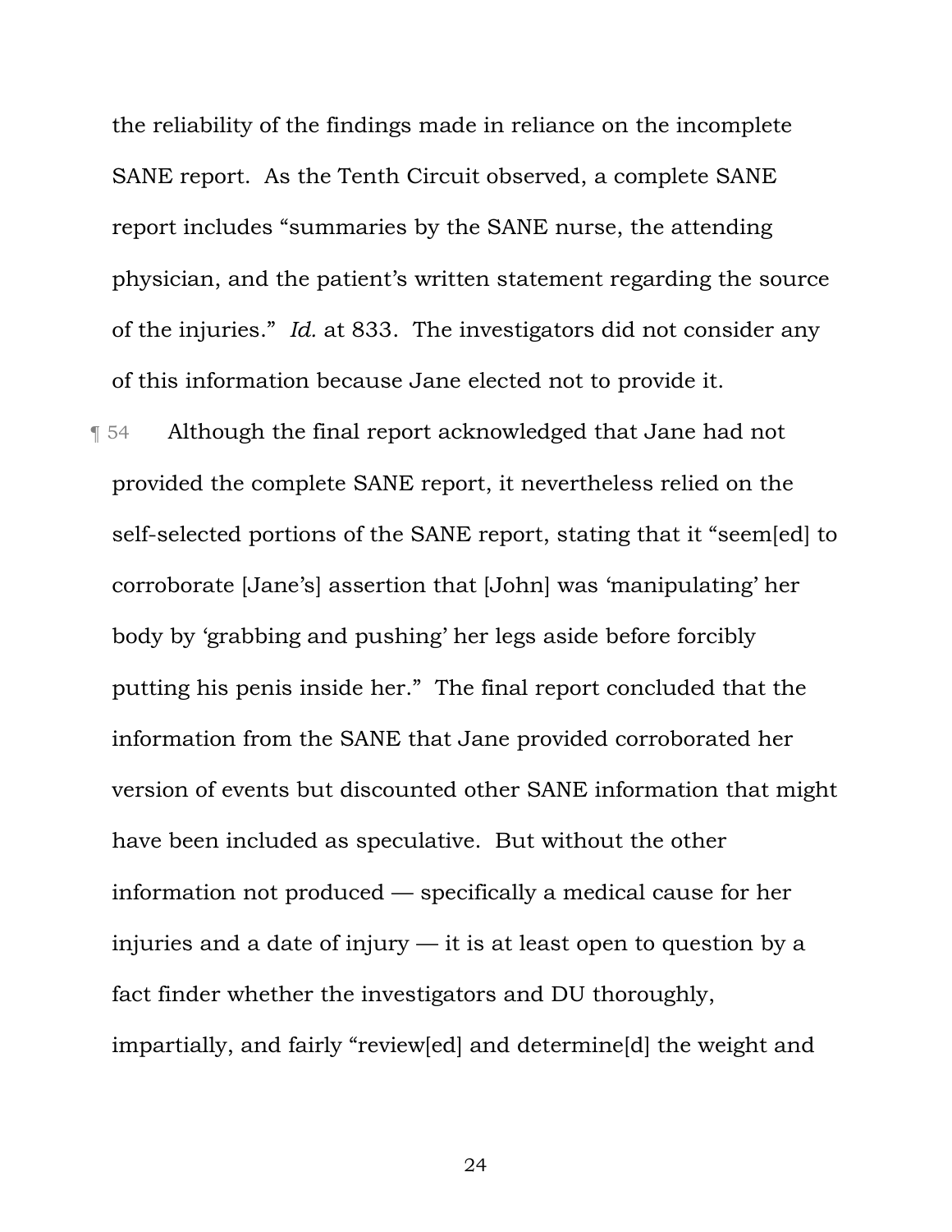the reliability of the findings made in reliance on the incomplete SANE report. As the Tenth Circuit observed, a complete SANE report includes "summaries by the SANE nurse, the attending physician, and the patient's written statement regarding the source of the injuries." *Id.* at 833. The investigators did not consider any of this information because Jane elected not to provide it.

¶ 54 Although the final report acknowledged that Jane had not provided the complete SANE report, it nevertheless relied on the self-selected portions of the SANE report, stating that it "seem[ed] to corroborate [Jane's] assertion that [John] was 'manipulating' her body by 'grabbing and pushing' her legs aside before forcibly putting his penis inside her." The final report concluded that the information from the SANE that Jane provided corroborated her version of events but discounted other SANE information that might have been included as speculative. But without the other information not produced — specifically a medical cause for her injuries and a date of injury — it is at least open to question by a fact finder whether the investigators and DU thoroughly, impartially, and fairly "review[ed] and determine[d] the weight and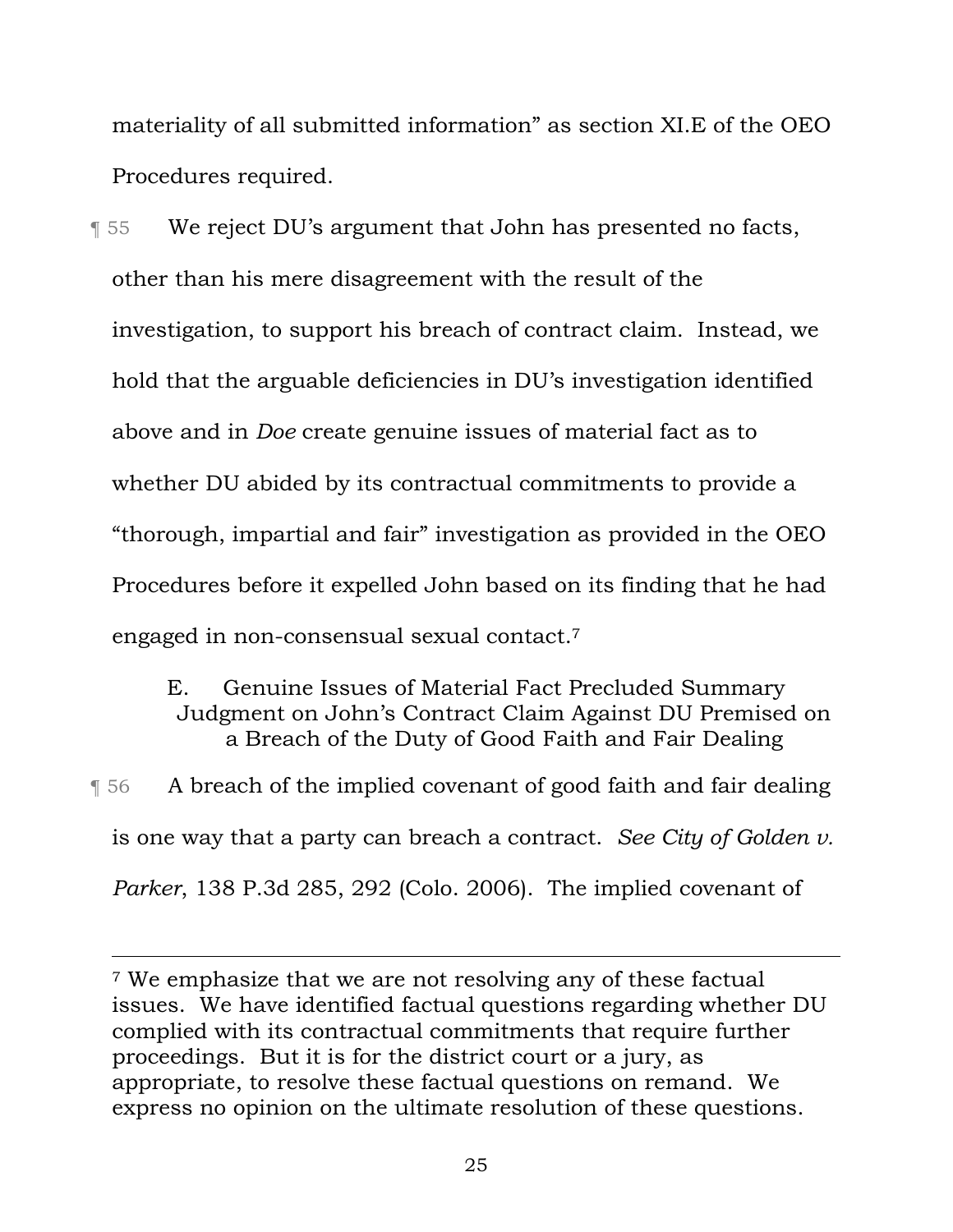materiality of all submitted information" as section XI.E of the OEO Procedures required.

¶ 55 We reject DU's argument that John has presented no facts, other than his mere disagreement with the result of the investigation, to support his breach of contract claim. Instead, we hold that the arguable deficiencies in DU's investigation identified above and in *Doe* create genuine issues of material fact as to whether DU abided by its contractual commitments to provide a "thorough, impartial and fair" investigation as provided in the OEO Procedures before it expelled John based on its finding that he had engaged in non-consensual sexual contact.[7]

### E. Genuine Issues of Material Fact Precluded Summary Judgment on John's Contract Claim Against DU Premised on a Breach of the Duty of Good Faith and Fair Dealing

¶ 56 A breach of the implied covenant of good faith and fair dealing is one way that a party can breach a contract. *See City of Golden v. Parker*, 138 P.3d 285, 292 (Colo. 2006). The implied covenant of

---

[7] We emphasize that we are not resolving any of these factual issues. We have identified factual questions regarding whether DU complied with its contractual commitments that require further proceedings. But it is for the district court or a jury, as appropriate, to resolve these factual questions on remand. We express no opinion on the ultimate resolution of these questions.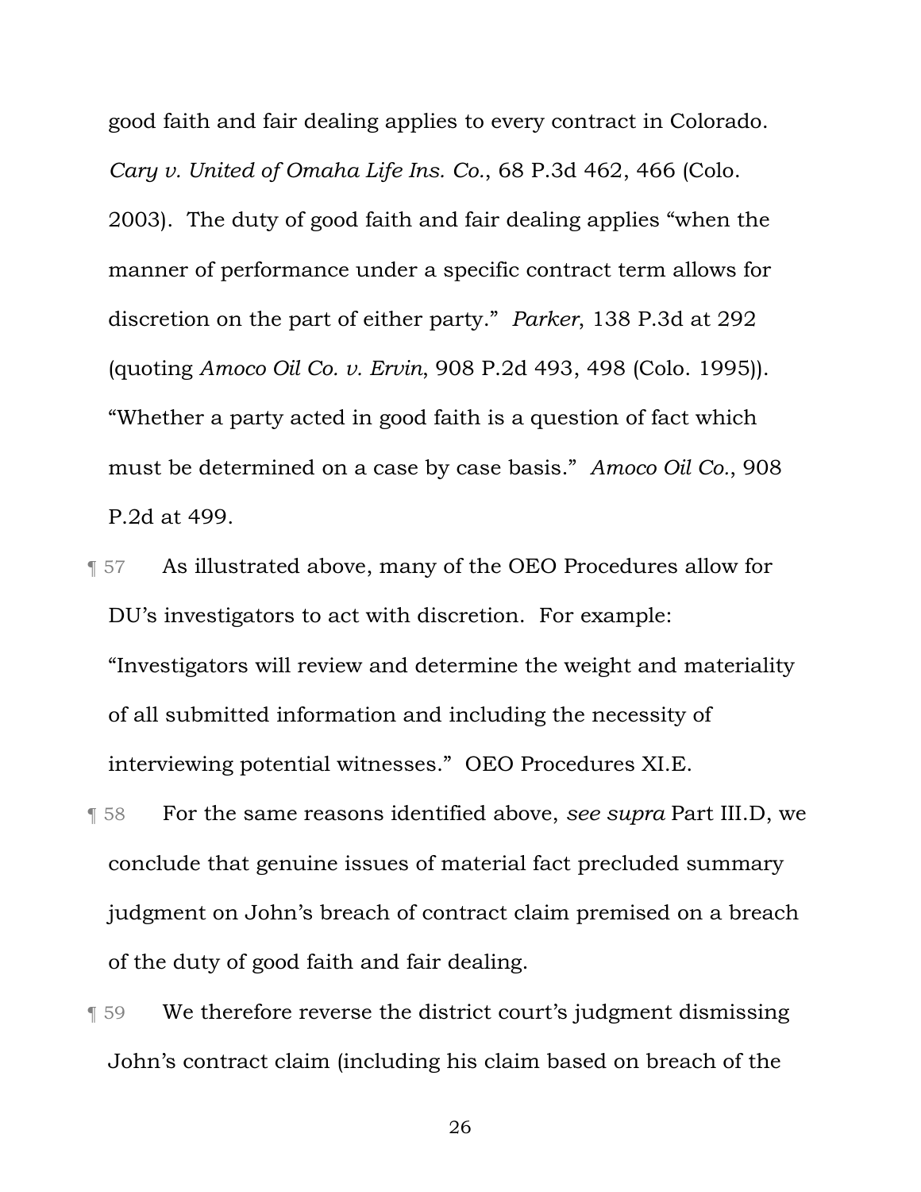good faith and fair dealing applies to every contract in Colorado. *Cary v. United of Omaha Life Ins. Co.*, 68 P.3d 462, 466 (Colo. 2003). The duty of good faith and fair dealing applies "when the manner of performance under a specific contract term allows for discretion on the part of either party." *Parker*, 138 P.3d at 292 (quoting *Amoco Oil Co. v. Ervin*, 908 P.2d 493, 498 (Colo. 1995)). "Whether a party acted in good faith is a question of fact which must be determined on a case by case basis." *Amoco Oil Co.*, 908 P.2d at 499.

¶ 57 As illustrated above, many of the OEO Procedures allow for DU's investigators to act with discretion. For example: "Investigators will review and determine the weight and materiality of all submitted information and including the necessity of interviewing potential witnesses." OEO Procedures XI.E.

¶ 58 For the same reasons identified above, *see supra* Part III.D, we conclude that genuine issues of material fact precluded summary judgment on John's breach of contract claim premised on a breach of the duty of good faith and fair dealing.

¶ 59 We therefore reverse the district court's judgment dismissing John's contract claim (including his claim based on breach of the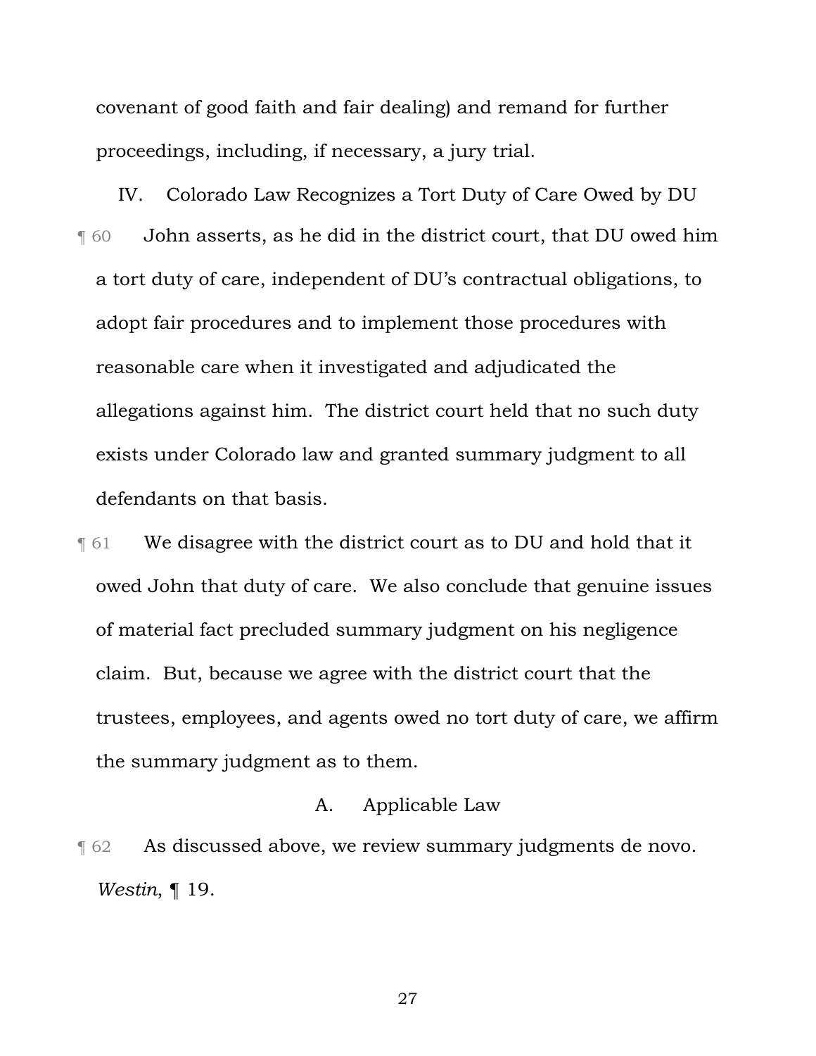covenant of good faith and fair dealing) and remand for further proceedings, including, if necessary, a jury trial.

## IV. Colorado Law Recognizes a Tort Duty of Care Owed by DU

¶ 60 John asserts, as he did in the district court, that DU owed him a tort duty of care, independent of DU's contractual obligations, to adopt fair procedures and to implement those procedures with reasonable care when it investigated and adjudicated the allegations against him. The district court held that no such duty exists under Colorado law and granted summary judgment to all defendants on that basis.

¶ 61 We disagree with the district court as to DU and hold that it owed John that duty of care. We also conclude that genuine issues of material fact precluded summary judgment on his negligence claim. But, because we agree with the district court that the trustees, employees, and agents owed no tort duty of care, we affirm the summary judgment as to them.

### A. Applicable Law

¶ 62 As discussed above, we review summary judgments de novo. *Westin*, ¶ 19.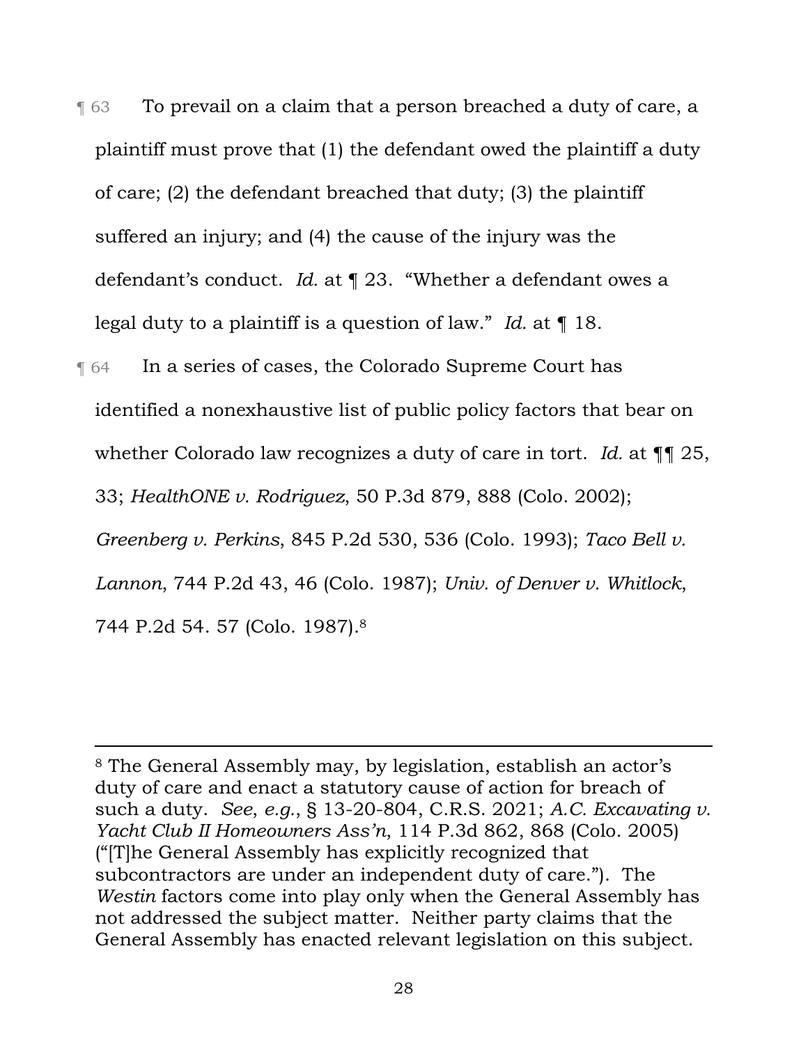¶ 63 To prevail on a claim that a person breached a duty of care, a plaintiff must prove that (1) the defendant owed the plaintiff a duty of care; (2) the defendant breached that duty; (3) the plaintiff suffered an injury; and (4) the cause of the injury was the defendant's conduct. *Id.* at ¶ 23. "Whether a defendant owes a legal duty to a plaintiff is a question of law." *Id.* at ¶ 18.

¶ 64 In a series of cases, the Colorado Supreme Court has identified a nonexhaustive list of public policy factors that bear on whether Colorado law recognizes a duty of care in tort. *Id.* at ¶¶ 25, 33; *HealthONE v. Rodriguez*, 50 P.3d 879, 888 (Colo. 2002); *Greenberg v. Perkins*, 845 P.2d 530, 536 (Colo. 1993); *Taco Bell v. Lannon*, 744 P.2d 43, 46 (Colo. 1987); *Univ. of Denver v. Whitlock*, 744 P.2d 54. 57 (Colo. 1987).[8]

---

[8] The General Assembly may, by legislation, establish an actor's duty of care and enact a statutory cause of action for breach of such a duty. *See*, *e.g.*, § 13-20-804, C.R.S. 2021; *A.C. Excavating v. Yacht Club II Homeowners Ass'n*, 114 P.3d 862, 868 (Colo. 2005) ("[T]he General Assembly has explicitly recognized that subcontractors are under an independent duty of care."). The *Westin* factors come into play only when the General Assembly has not addressed the subject matter. Neither party claims that the General Assembly has enacted relevant legislation on this subject.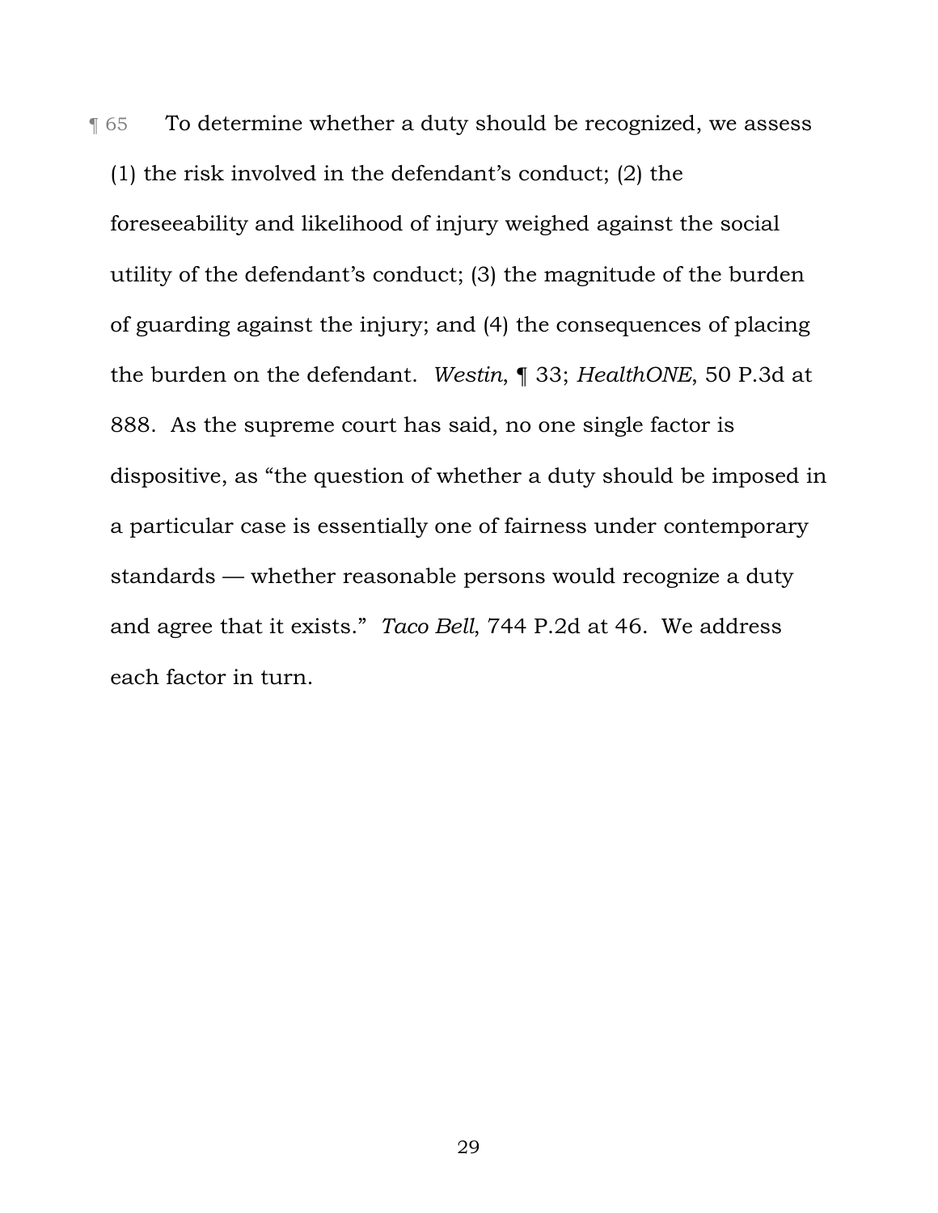¶ 65 To determine whether a duty should be recognized, we assess (1) the risk involved in the defendant's conduct; (2) the foreseeability and likelihood of injury weighed against the social utility of the defendant's conduct; (3) the magnitude of the burden of guarding against the injury; and (4) the consequences of placing the burden on the defendant. *Westin*, ¶ 33; *HealthONE*, 50 P.3d at 888. As the supreme court has said, no one single factor is dispositive, as "the question of whether a duty should be imposed in a particular case is essentially one of fairness under contemporary standards — whether reasonable persons would recognize a duty and agree that it exists." *Taco Bell*, 744 P.2d at 46. We address each factor in turn.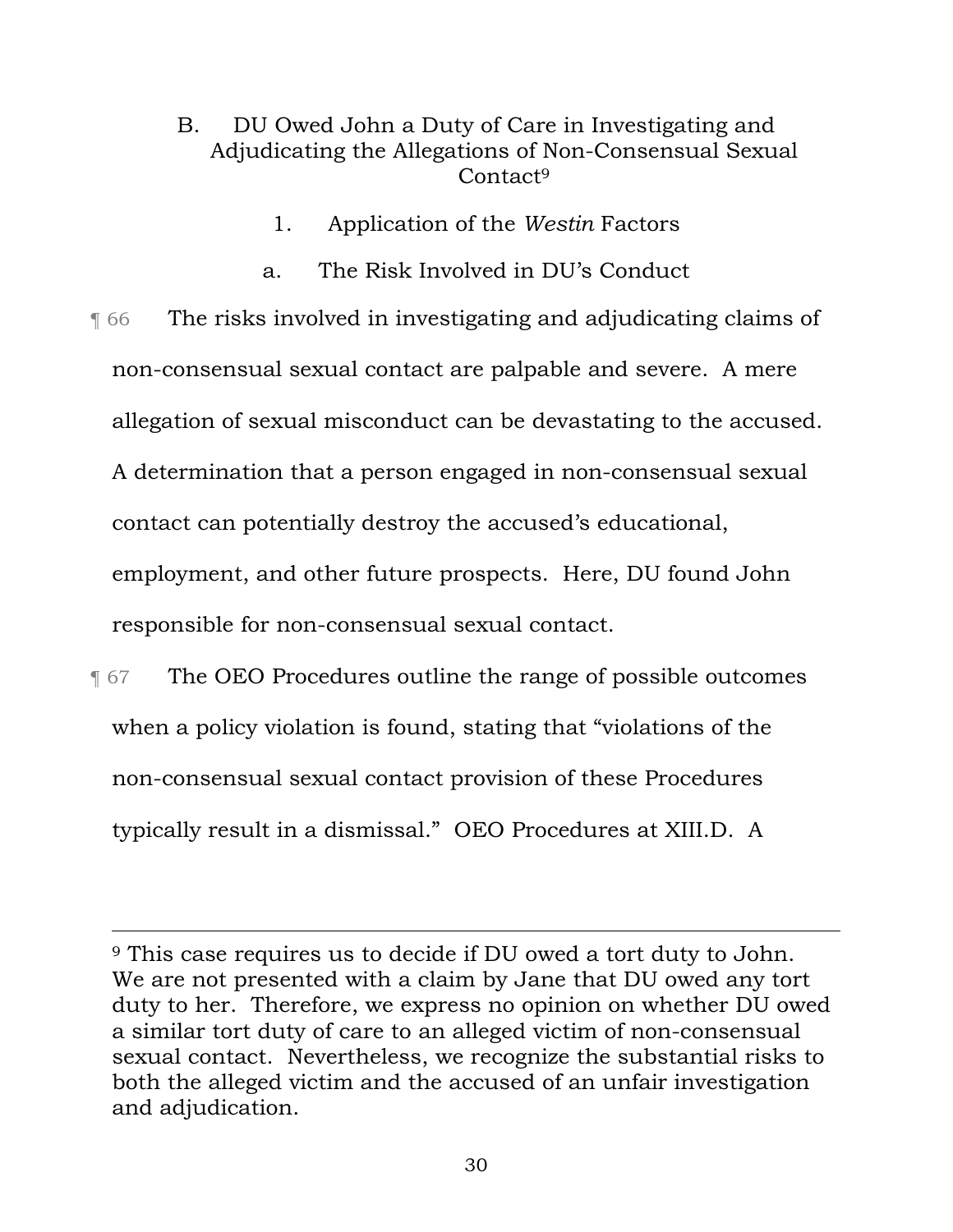### B. DU Owed John a Duty of Care in Investigating and Adjudicating the Allegations of Non-Consensual Sexual Contact[9]

#### 1. Application of the *Westin* Factors

##### a. The Risk Involved in DU's Conduct

¶ 66 The risks involved in investigating and adjudicating claims of non-consensual sexual contact are palpable and severe. A mere allegation of sexual misconduct can be devastating to the accused. A determination that a person engaged in non-consensual sexual contact can potentially destroy the accused's educational, employment, and other future prospects. Here, DU found John responsible for non-consensual sexual contact.

¶ 67 The OEO Procedures outline the range of possible outcomes when a policy violation is found, stating that "violations of the non-consensual sexual contact provision of these Procedures typically result in a dismissal." OEO Procedures at XIII.D. A

---

[9] This case requires us to decide if DU owed a tort duty to John. We are not presented with a claim by Jane that DU owed any tort duty to her. Therefore, we express no opinion on whether DU owed a similar tort duty of care to an alleged victim of non-consensual sexual contact. Nevertheless, we recognize the substantial risks to both the alleged victim and the accused of an unfair investigation and adjudication.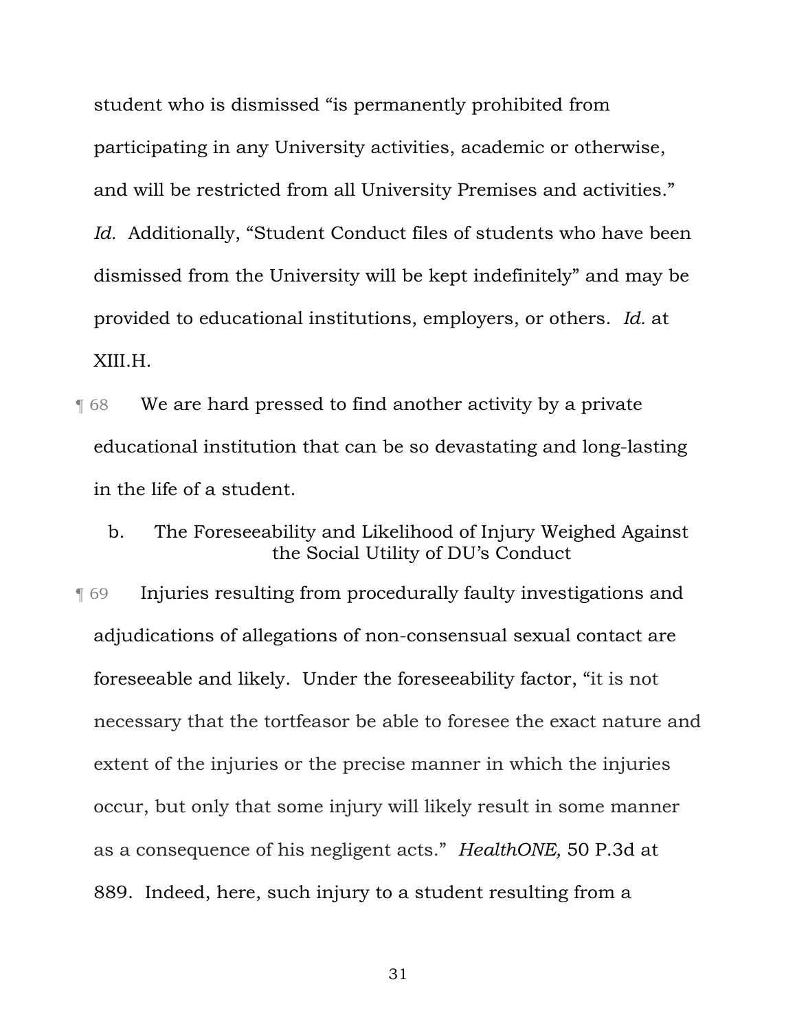student who is dismissed "is permanently prohibited from participating in any University activities, academic or otherwise, and will be restricted from all University Premises and activities." *Id.* Additionally, "Student Conduct files of students who have been dismissed from the University will be kept indefinitely" and may be provided to educational institutions, employers, or others. *Id.* at XIII.H.

¶ 68 We are hard pressed to find another activity by a private educational institution that can be so devastating and long-lasting in the life of a student.

### b. The Foreseeability and Likelihood of Injury Weighed Against the Social Utility of DU's Conduct

¶ 69 Injuries resulting from procedurally faulty investigations and adjudications of allegations of non-consensual sexual contact are foreseeable and likely. Under the foreseeability factor, "it is not necessary that the tortfeasor be able to foresee the exact nature and extent of the injuries or the precise manner in which the injuries occur, but only that some injury will likely result in some manner as a consequence of his negligent acts." *HealthONE,* 50 P.3d at 889. Indeed, here, such injury to a student resulting from a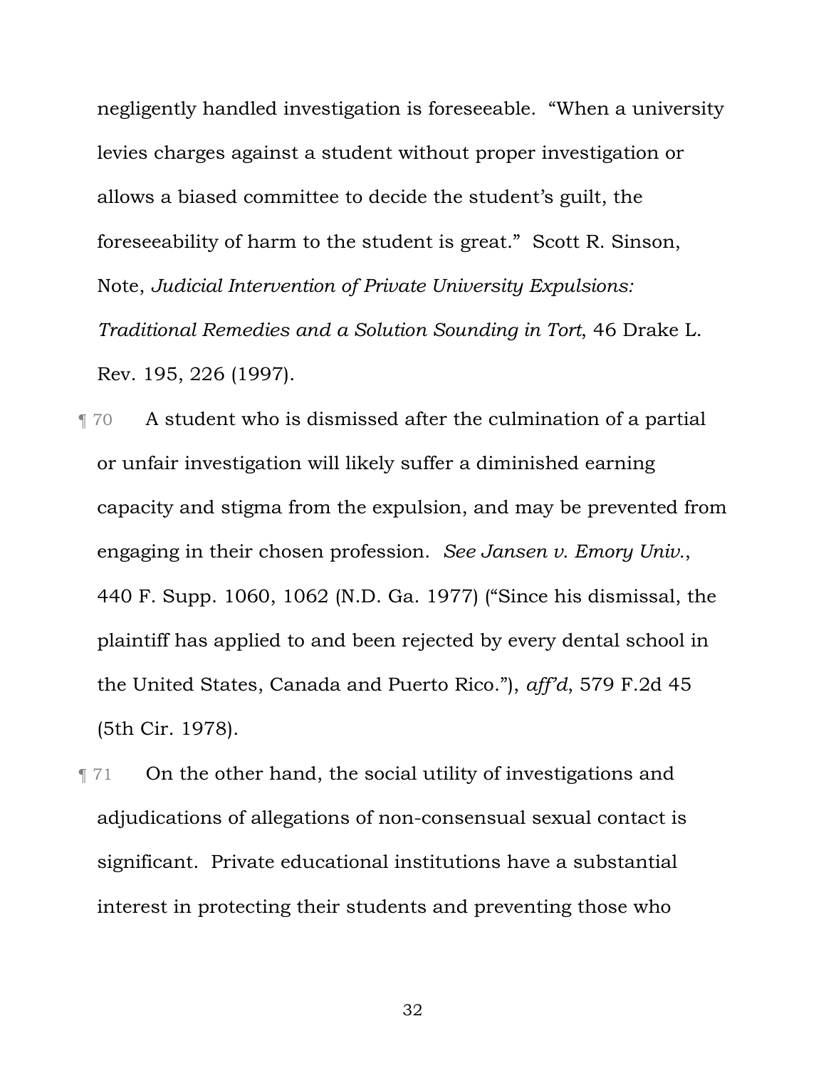negligently handled investigation is foreseeable. "When a university levies charges against a student without proper investigation or allows a biased committee to decide the student's guilt, the foreseeability of harm to the student is great." Scott R. Sinson, Note, *Judicial Intervention of Private University Expulsions: Traditional Remedies and a Solution Sounding in Tort*, 46 Drake L. Rev. 195, 226 (1997).

¶ 70 A student who is dismissed after the culmination of a partial or unfair investigation will likely suffer a diminished earning capacity and stigma from the expulsion, and may be prevented from engaging in their chosen profession. *See Jansen v. Emory Univ.*, 440 F. Supp. 1060, 1062 (N.D. Ga. 1977) ("Since his dismissal, the plaintiff has applied to and been rejected by every dental school in the United States, Canada and Puerto Rico."), *aff'd*, 579 F.2d 45 (5th Cir. 1978).

¶ 71 On the other hand, the social utility of investigations and adjudications of allegations of non-consensual sexual contact is significant. Private educational institutions have a substantial interest in protecting their students and preventing those who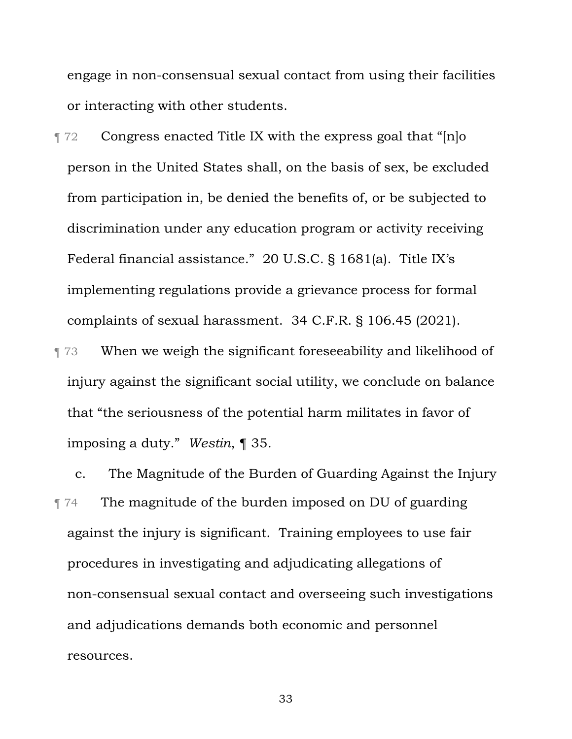engage in non-consensual sexual contact from using their facilities or interacting with other students.

¶ 72 Congress enacted Title IX with the express goal that "[n]o person in the United States shall, on the basis of sex, be excluded from participation in, be denied the benefits of, or be subjected to discrimination under any education program or activity receiving Federal financial assistance." 20 U.S.C. § 1681(a). Title IX's implementing regulations provide a grievance process for formal complaints of sexual harassment. 34 C.F.R. § 106.45 (2021).

¶ 73 When we weigh the significant foreseeability and likelihood of injury against the significant social utility, we conclude on balance that "the seriousness of the potential harm militates in favor of imposing a duty." *Westin*, ¶ 35.

### c. The Magnitude of the Burden of Guarding Against the Injury

¶ 74 The magnitude of the burden imposed on DU of guarding against the injury is significant. Training employees to use fair procedures in investigating and adjudicating allegations of non-consensual sexual contact and overseeing such investigations and adjudications demands both economic and personnel resources.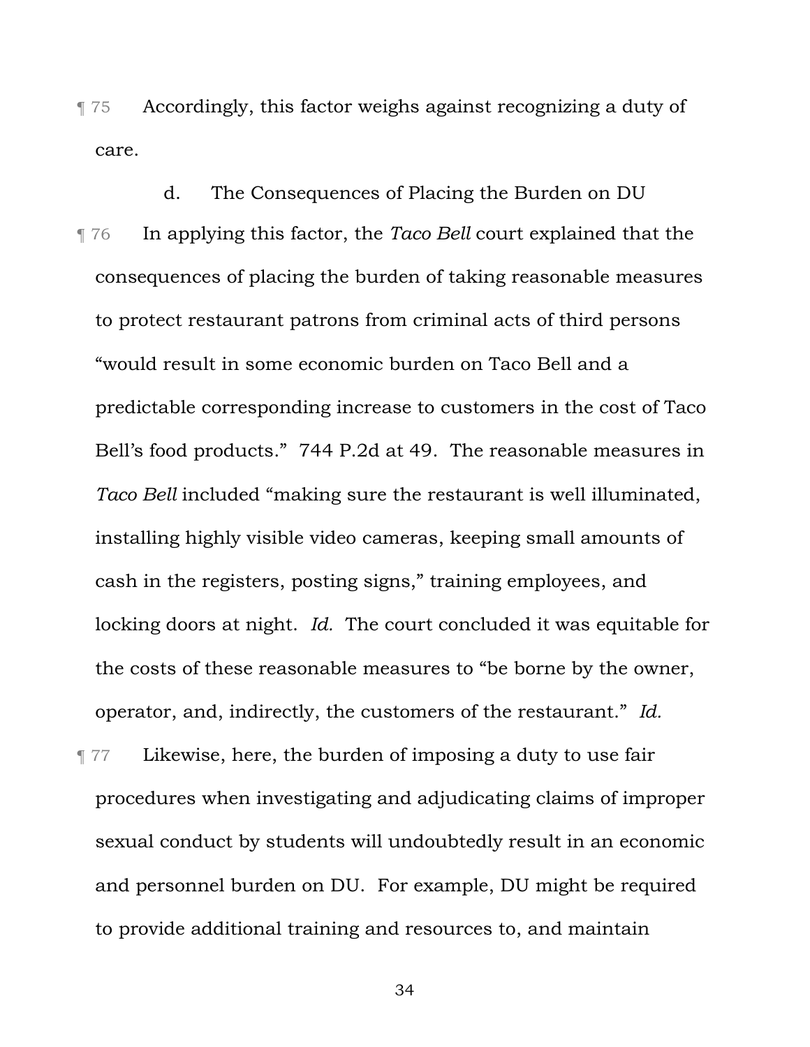¶ 75 Accordingly, this factor weighs against recognizing a duty of care.

d. The Consequences of Placing the Burden on DU

¶ 76 In applying this factor, the *Taco Bell* court explained that the consequences of placing the burden of taking reasonable measures to protect restaurant patrons from criminal acts of third persons "would result in some economic burden on Taco Bell and a predictable corresponding increase to customers in the cost of Taco Bell's food products." 744 P.2d at 49. The reasonable measures in *Taco Bell* included "making sure the restaurant is well illuminated, installing highly visible video cameras, keeping small amounts of cash in the registers, posting signs," training employees, and locking doors at night. *Id.* The court concluded it was equitable for the costs of these reasonable measures to "be borne by the owner, operator, and, indirectly, the customers of the restaurant." *Id.*

¶ 77 Likewise, here, the burden of imposing a duty to use fair procedures when investigating and adjudicating claims of improper sexual conduct by students will undoubtedly result in an economic and personnel burden on DU. For example, DU might be required to provide additional training and resources to, and maintain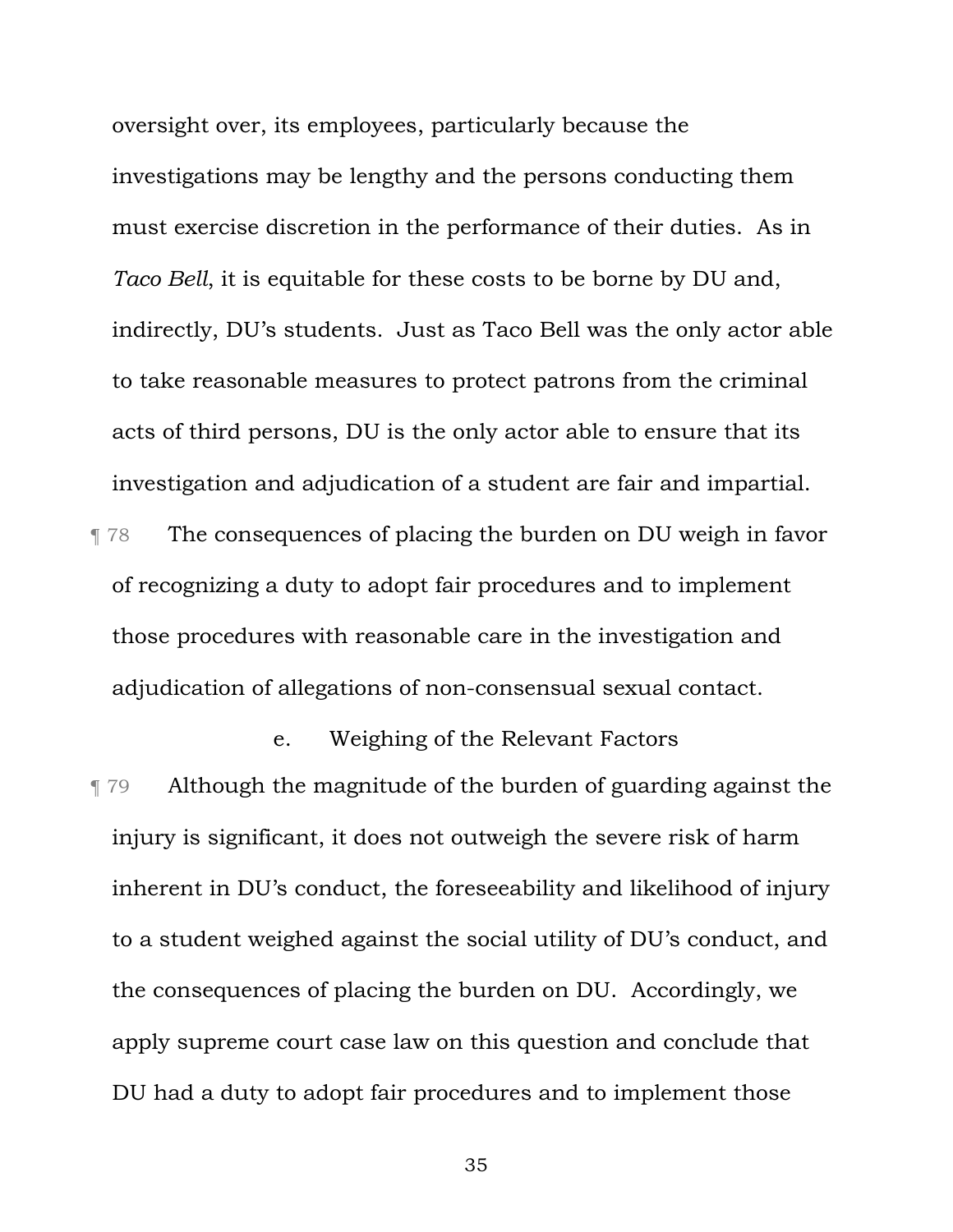oversight over, its employees, particularly because the investigations may be lengthy and the persons conducting them must exercise discretion in the performance of their duties. As in *Taco Bell*, it is equitable for these costs to be borne by DU and, indirectly, DU's students. Just as Taco Bell was the only actor able to take reasonable measures to protect patrons from the criminal acts of third persons, DU is the only actor able to ensure that its investigation and adjudication of a student are fair and impartial.

¶ 78 The consequences of placing the burden on DU weigh in favor of recognizing a duty to adopt fair procedures and to implement those procedures with reasonable care in the investigation and adjudication of allegations of non-consensual sexual contact.

e. Weighing of the Relevant Factors

¶ 79 Although the magnitude of the burden of guarding against the injury is significant, it does not outweigh the severe risk of harm inherent in DU's conduct, the foreseeability and likelihood of injury to a student weighed against the social utility of DU's conduct, and the consequences of placing the burden on DU. Accordingly, we apply supreme court case law on this question and conclude that DU had a duty to adopt fair procedures and to implement those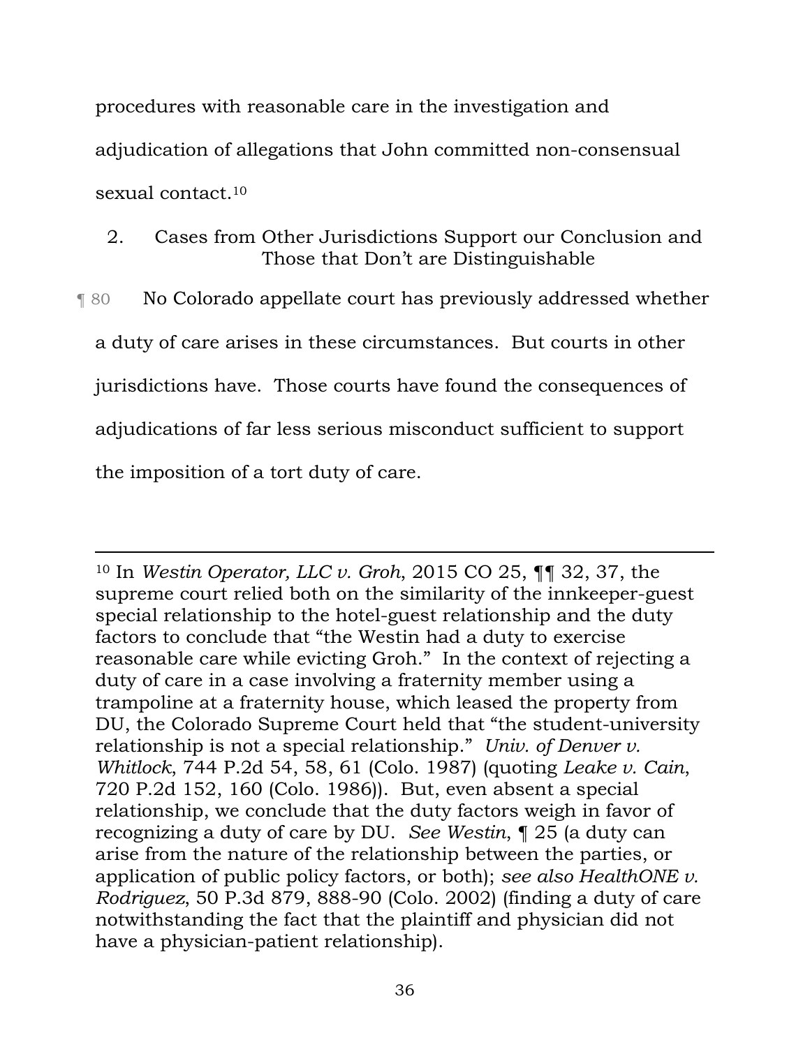procedures with reasonable care in the investigation and adjudication of allegations that John committed non-consensual sexual contact.[10]

### 2. Cases from Other Jurisdictions Support our Conclusion and Those that Don't are Distinguishable

¶ 80 No Colorado appellate court has previously addressed whether a duty of care arises in these circumstances. But courts in other jurisdictions have. Those courts have found the consequences of adjudications of far less serious misconduct sufficient to support the imposition of a tort duty of care.

---

[10] In *Westin Operator, LLC v. Groh*, 2015 CO 25, ¶¶ 32, 37, the supreme court relied both on the similarity of the innkeeper-guest special relationship to the hotel-guest relationship and the duty factors to conclude that "the Westin had a duty to exercise reasonable care while evicting Groh." In the context of rejecting a duty of care in a case involving a fraternity member using a trampoline at a fraternity house, which leased the property from DU, the Colorado Supreme Court held that "the student-university relationship is not a special relationship." *Univ. of Denver v. Whitlock*, 744 P.2d 54, 58, 61 (Colo. 1987) (quoting *Leake v. Cain*, 720 P.2d 152, 160 (Colo. 1986)). But, even absent a special relationship, we conclude that the duty factors weigh in favor of recognizing a duty of care by DU. *See Westin*, ¶ 25 (a duty can arise from the nature of the relationship between the parties, or application of public policy factors, or both); *see also HealthONE v. Rodriguez*, 50 P.3d 879, 888-90 (Colo. 2002) (finding a duty of care notwithstanding the fact that the plaintiff and physician did not have a physician-patient relationship).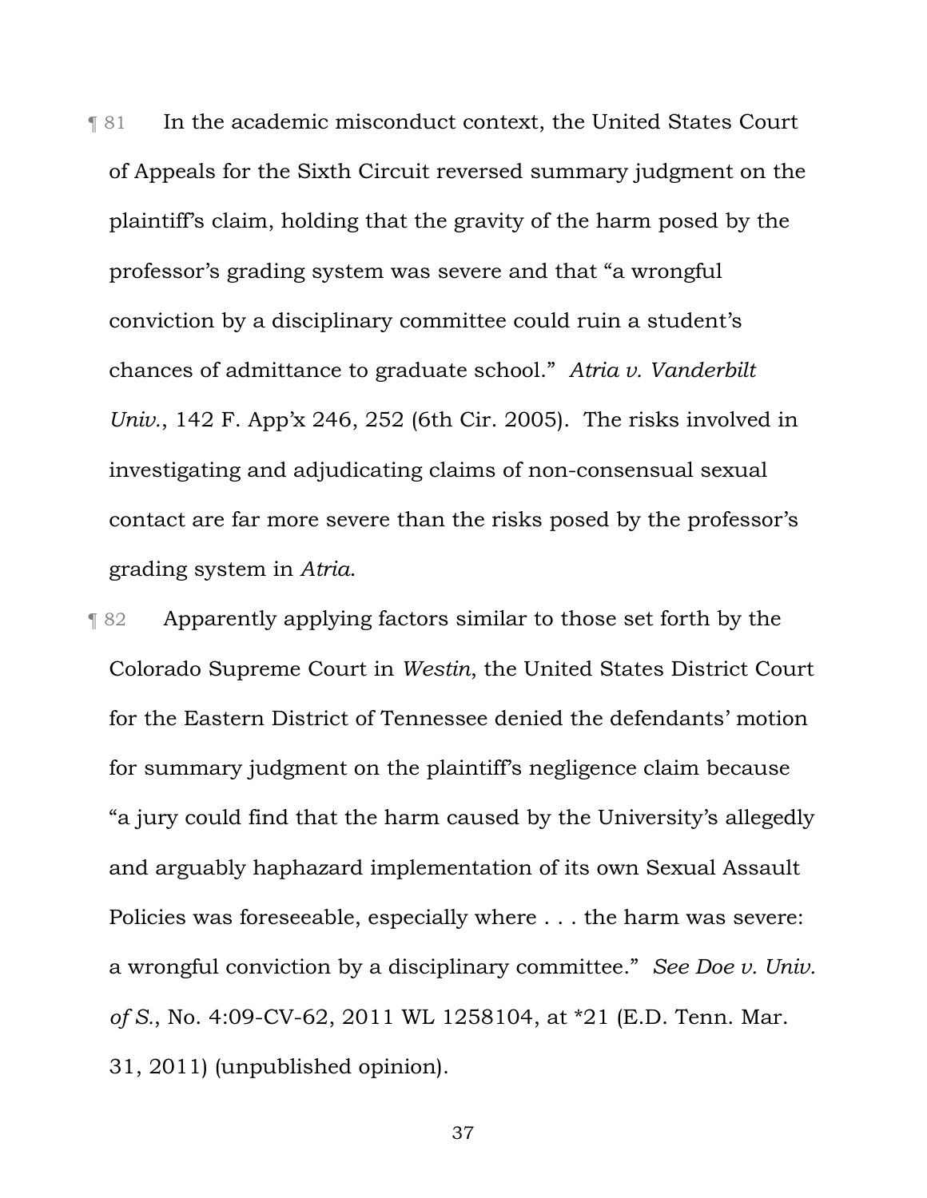¶ 81 In the academic misconduct context, the United States Court of Appeals for the Sixth Circuit reversed summary judgment on the plaintiff's claim, holding that the gravity of the harm posed by the professor's grading system was severe and that "a wrongful conviction by a disciplinary committee could ruin a student's chances of admittance to graduate school." *Atria v. Vanderbilt Univ.*, 142 F. App'x 246, 252 (6th Cir. 2005). The risks involved in investigating and adjudicating claims of non-consensual sexual contact are far more severe than the risks posed by the professor's grading system in *Atria*.

¶ 82 Apparently applying factors similar to those set forth by the Colorado Supreme Court in *Westin*, the United States District Court for the Eastern District of Tennessee denied the defendants' motion for summary judgment on the plaintiff's negligence claim because "a jury could find that the harm caused by the University's allegedly and arguably haphazard implementation of its own Sexual Assault Policies was foreseeable, especially where . . . the harm was severe: a wrongful conviction by a disciplinary committee." *See Doe v. Univ. of S.*, No. 4:09-CV-62, 2011 WL 1258104, at *21 (E.D. Tenn. Mar. 31, 2011) (unpublished opinion).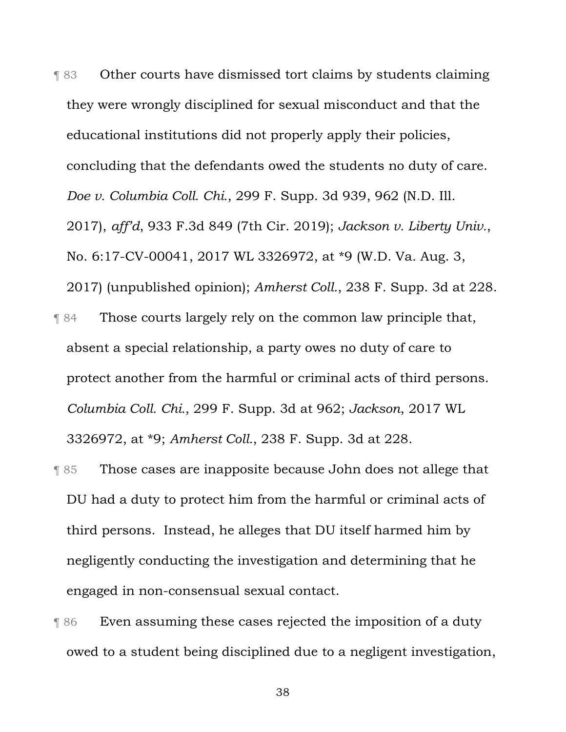¶ 83 Other courts have dismissed tort claims by students claiming they were wrongly disciplined for sexual misconduct and that the educational institutions did not properly apply their policies, concluding that the defendants owed the students no duty of care. *Doe v. Columbia Coll. Chi.*, 299 F. Supp. 3d 939, 962 (N.D. Ill. 2017), *aff'd*, 933 F.3d 849 (7th Cir. 2019); *Jackson v. Liberty Univ.*, No. 6:17-CV-00041, 2017 WL 3326972, at *9 (W.D. Va. Aug. 3, 2017) (unpublished opinion); *Amherst Coll.*, 238 F. Supp. 3d at 228.

¶ 84 Those courts largely rely on the common law principle that, absent a special relationship, a party owes no duty of care to protect another from the harmful or criminal acts of third persons. *Columbia Coll. Chi.*, 299 F. Supp. 3d at 962; *Jackson*, 2017 WL 3326972, at *9; *Amherst Coll.*, 238 F. Supp. 3d at 228.

¶ 85 Those cases are inapposite because John does not allege that DU had a duty to protect him from the harmful or criminal acts of third persons. Instead, he alleges that DU itself harmed him by negligently conducting the investigation and determining that he engaged in non-consensual sexual contact.

¶ 86 Even assuming these cases rejected the imposition of a duty owed to a student being disciplined due to a negligent investigation,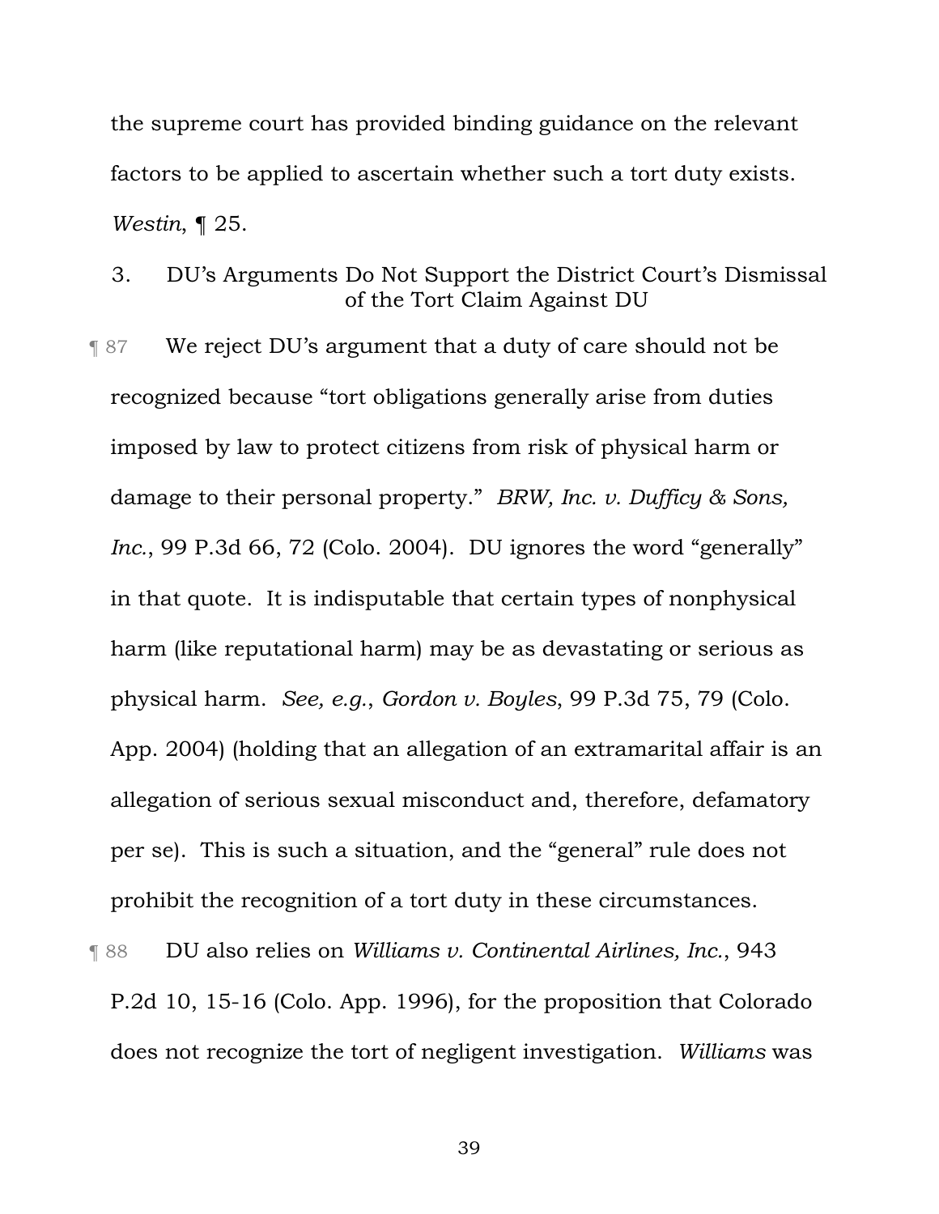the supreme court has provided binding guidance on the relevant factors to be applied to ascertain whether such a tort duty exists. *Westin*, ¶ 25.

### 3. DU's Arguments Do Not Support the District Court's Dismissal of the Tort Claim Against DU

¶ 87 We reject DU's argument that a duty of care should not be recognized because "tort obligations generally arise from duties imposed by law to protect citizens from risk of physical harm or damage to their personal property." *BRW, Inc. v. Dufficy & Sons, Inc.*, 99 P.3d 66, 72 (Colo. 2004). DU ignores the word "generally" in that quote. It is indisputable that certain types of nonphysical harm (like reputational harm) may be as devastating or serious as physical harm. *See, e.g.*, *Gordon v. Boyles*, 99 P.3d 75, 79 (Colo. App. 2004) (holding that an allegation of an extramarital affair is an allegation of serious sexual misconduct and, therefore, defamatory per se). This is such a situation, and the "general" rule does not prohibit the recognition of a tort duty in these circumstances.

¶ 88 DU also relies on *Williams v. Continental Airlines, Inc.*, 943 P.2d 10, 15-16 (Colo. App. 1996), for the proposition that Colorado does not recognize the tort of negligent investigation. *Williams* was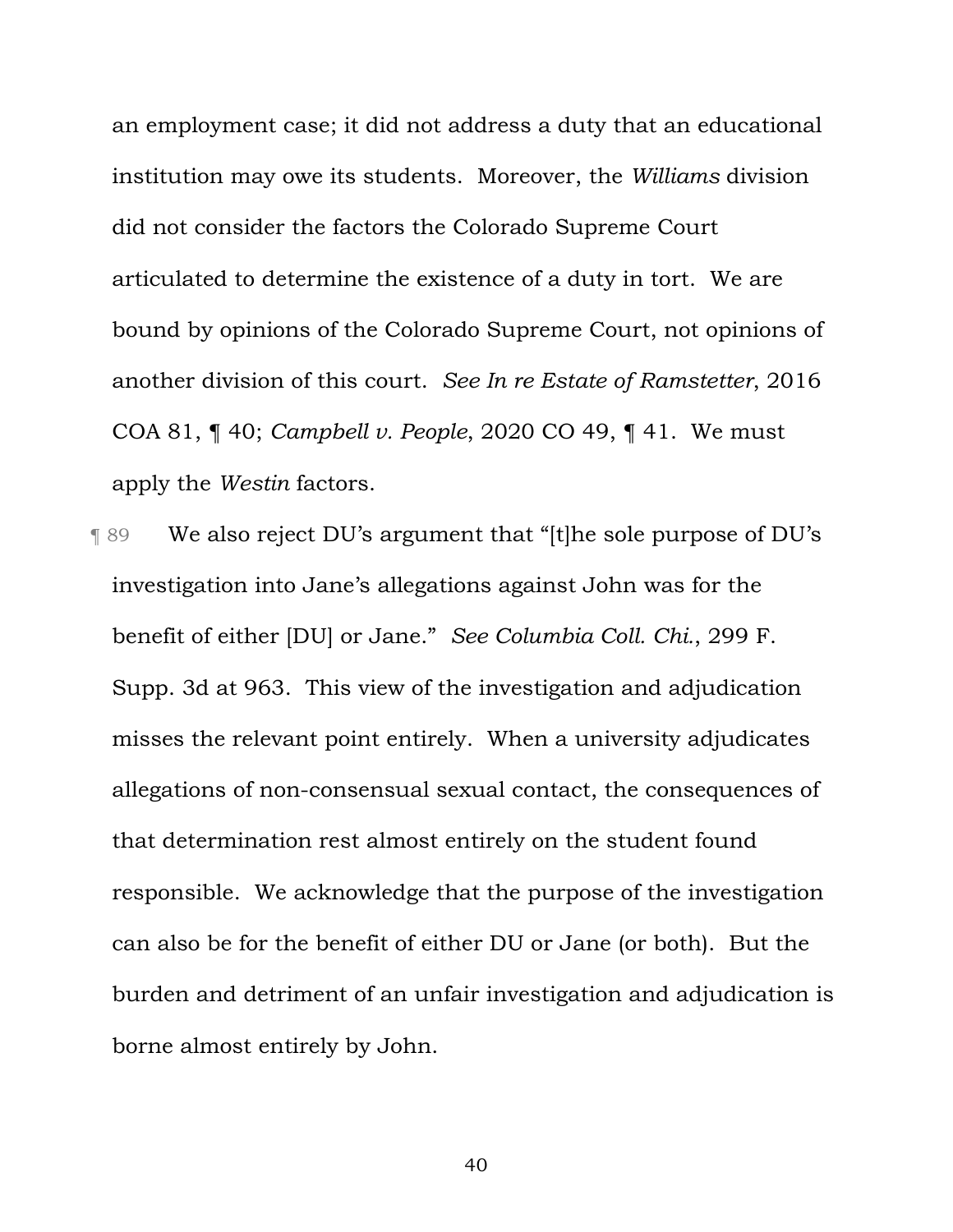an employment case; it did not address a duty that an educational institution may owe its students. Moreover, the *Williams* division did not consider the factors the Colorado Supreme Court articulated to determine the existence of a duty in tort. We are bound by opinions of the Colorado Supreme Court, not opinions of another division of this court. *See In re Estate of Ramstetter*, 2016 COA 81, ¶ 40; *Campbell v. People*, 2020 CO 49, ¶ 41. We must apply the *Westin* factors.

¶ 89 We also reject DU's argument that "[t]he sole purpose of DU's investigation into Jane's allegations against John was for the benefit of either [DU] or Jane." *See Columbia Coll. Chi.*, 299 F. Supp. 3d at 963. This view of the investigation and adjudication misses the relevant point entirely. When a university adjudicates allegations of non-consensual sexual contact, the consequences of that determination rest almost entirely on the student found responsible. We acknowledge that the purpose of the investigation can also be for the benefit of either DU or Jane (or both). But the burden and detriment of an unfair investigation and adjudication is borne almost entirely by John.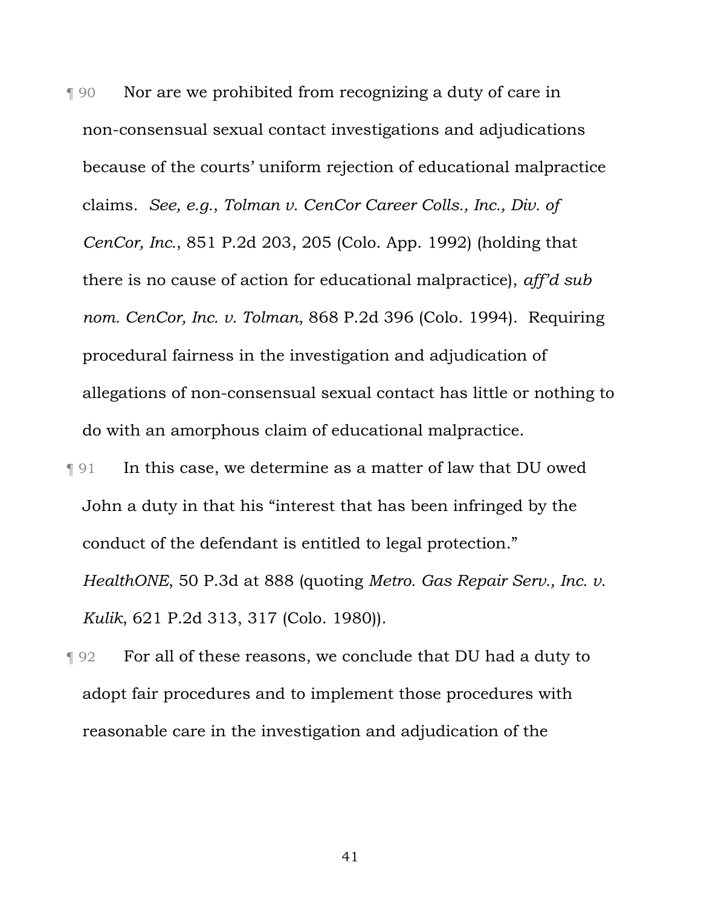¶ 90 Nor are we prohibited from recognizing a duty of care in non-consensual sexual contact investigations and adjudications because of the courts' uniform rejection of educational malpractice claims. *See, e.g.*, *Tolman v. CenCor Career Colls., Inc., Div. of CenCor, Inc.*, 851 P.2d 203, 205 (Colo. App. 1992) (holding that there is no cause of action for educational malpractice), *aff'd sub nom. CenCor, Inc. v. Tolman*, 868 P.2d 396 (Colo. 1994). Requiring procedural fairness in the investigation and adjudication of allegations of non-consensual sexual contact has little or nothing to do with an amorphous claim of educational malpractice.

¶ 91 In this case, we determine as a matter of law that DU owed John a duty in that his "interest that has been infringed by the conduct of the defendant is entitled to legal protection." *HealthONE*, 50 P.3d at 888 (quoting *Metro. Gas Repair Serv., Inc. v. Kulik*, 621 P.2d 313, 317 (Colo. 1980)).

¶ 92 For all of these reasons, we conclude that DU had a duty to adopt fair procedures and to implement those procedures with reasonable care in the investigation and adjudication of the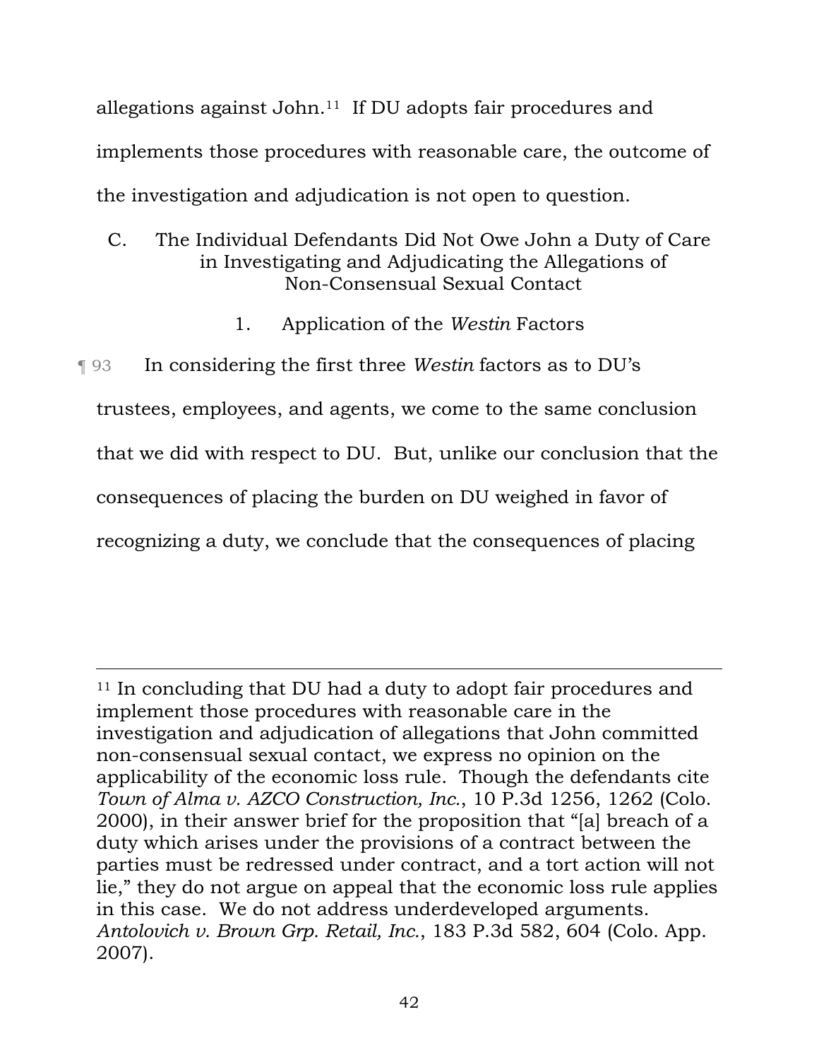allegations against John.[11] If DU adopts fair procedures and implements those procedures with reasonable care, the outcome of the investigation and adjudication is not open to question.

### C. The Individual Defendants Did Not Owe John a Duty of Care in Investigating and Adjudicating the Allegations of Non-Consensual Sexual Contact

#### 1. Application of the *Westin* Factors

¶ 93 In considering the first three *Westin* factors as to DU's trustees, employees, and agents, we come to the same conclusion that we did with respect to DU. But, unlike our conclusion that the consequences of placing the burden on DU weighed in favor of recognizing a duty, we conclude that the consequences of placing

---

[11] In concluding that DU had a duty to adopt fair procedures and implement those procedures with reasonable care in the investigation and adjudication of allegations that John committed non-consensual sexual contact, we express no opinion on the applicability of the economic loss rule. Though the defendants cite *Town of Alma v. AZCO Construction, Inc.*, 10 P.3d 1256, 1262 (Colo. 2000), in their answer brief for the proposition that "[a] breach of a duty which arises under the provisions of a contract between the parties must be redressed under contract, and a tort action will not lie," they do not argue on appeal that the economic loss rule applies in this case. We do not address underdeveloped arguments. *Antolovich v. Brown Grp. Retail, Inc.*, 183 P.3d 582, 604 (Colo. App. 2007).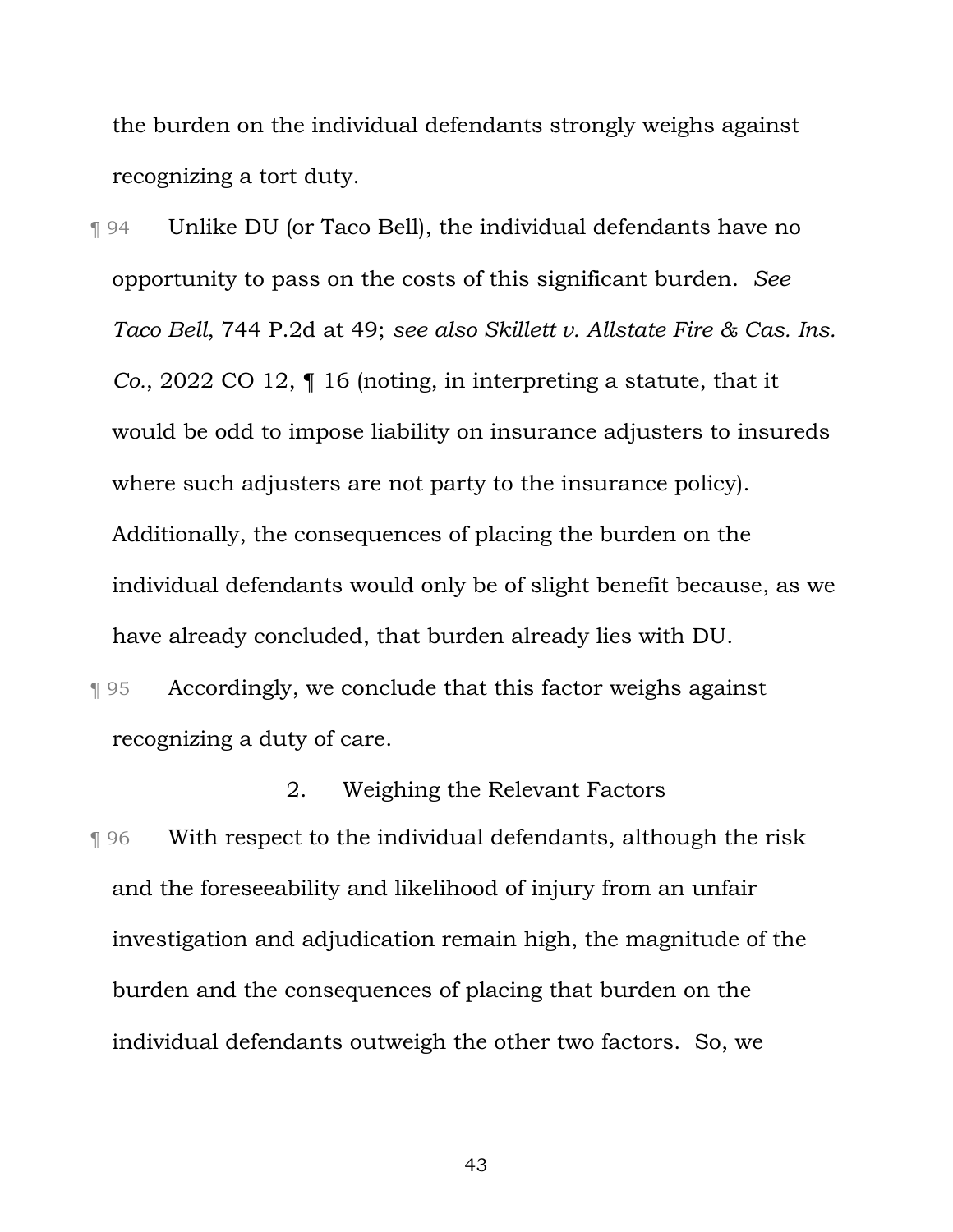the burden on the individual defendants strongly weighs against recognizing a tort duty.

¶ 94 Unlike DU (or Taco Bell), the individual defendants have no opportunity to pass on the costs of this significant burden. *See Taco Bell*, 744 P.2d at 49; *see also Skillett v. Allstate Fire & Cas. Ins. Co.*, 2022 CO 12, ¶ 16 (noting, in interpreting a statute, that it would be odd to impose liability on insurance adjusters to insureds where such adjusters are not party to the insurance policy). Additionally, the consequences of placing the burden on the individual defendants would only be of slight benefit because, as we have already concluded, that burden already lies with DU.

¶ 95 Accordingly, we conclude that this factor weighs against recognizing a duty of care.

### 2. Weighing the Relevant Factors

¶ 96 With respect to the individual defendants, although the risk and the foreseeability and likelihood of injury from an unfair investigation and adjudication remain high, the magnitude of the burden and the consequences of placing that burden on the individual defendants outweigh the other two factors. So, we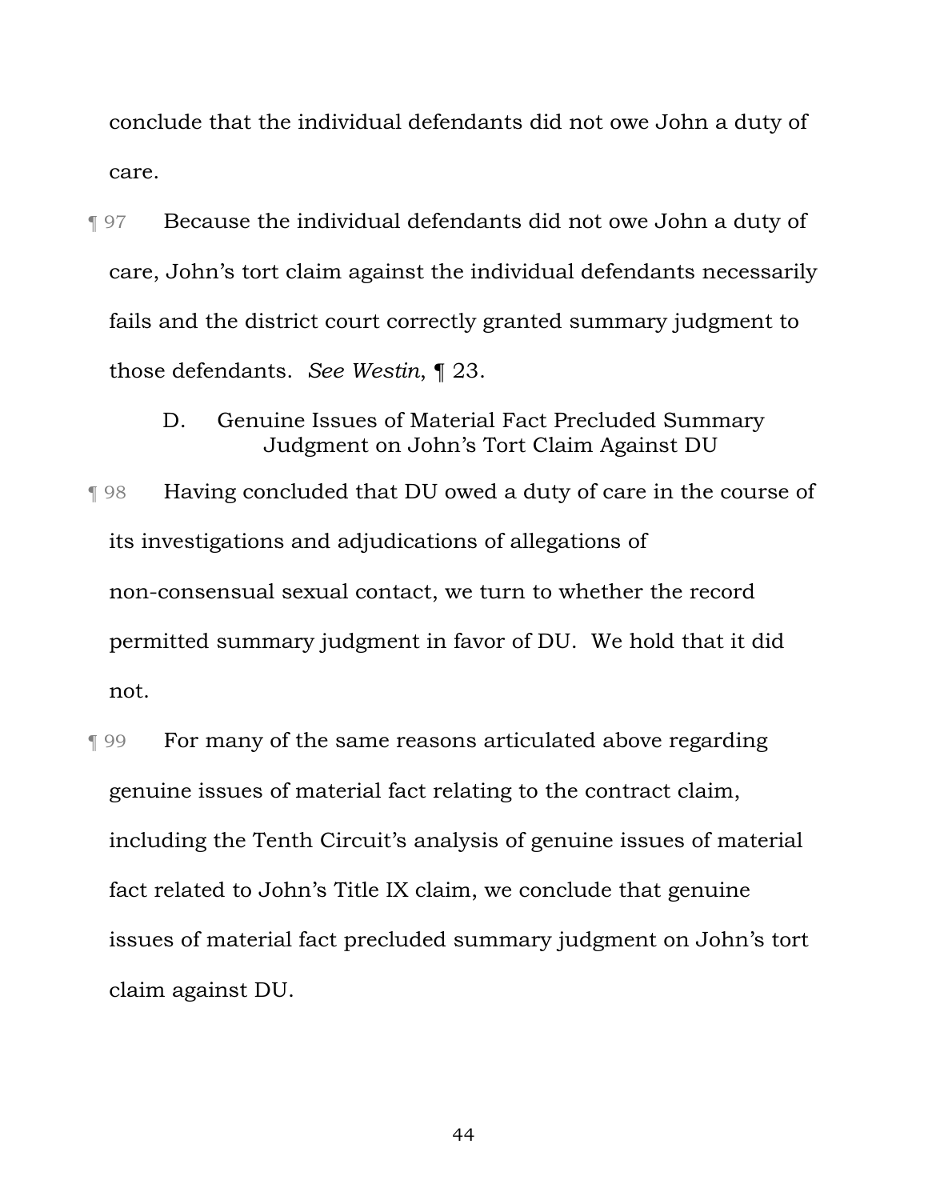conclude that the individual defendants did not owe John a duty of care.

¶ 97 Because the individual defendants did not owe John a duty of care, John's tort claim against the individual defendants necessarily fails and the district court correctly granted summary judgment to those defendants. *See Westin*, ¶ 23.

### D. Genuine Issues of Material Fact Precluded Summary Judgment on John's Tort Claim Against DU

¶ 98 Having concluded that DU owed a duty of care in the course of its investigations and adjudications of allegations of non-consensual sexual contact, we turn to whether the record permitted summary judgment in favor of DU. We hold that it did not.

¶ 99 For many of the same reasons articulated above regarding genuine issues of material fact relating to the contract claim, including the Tenth Circuit's analysis of genuine issues of material fact related to John's Title IX claim, we conclude that genuine issues of material fact precluded summary judgment on John's tort claim against DU.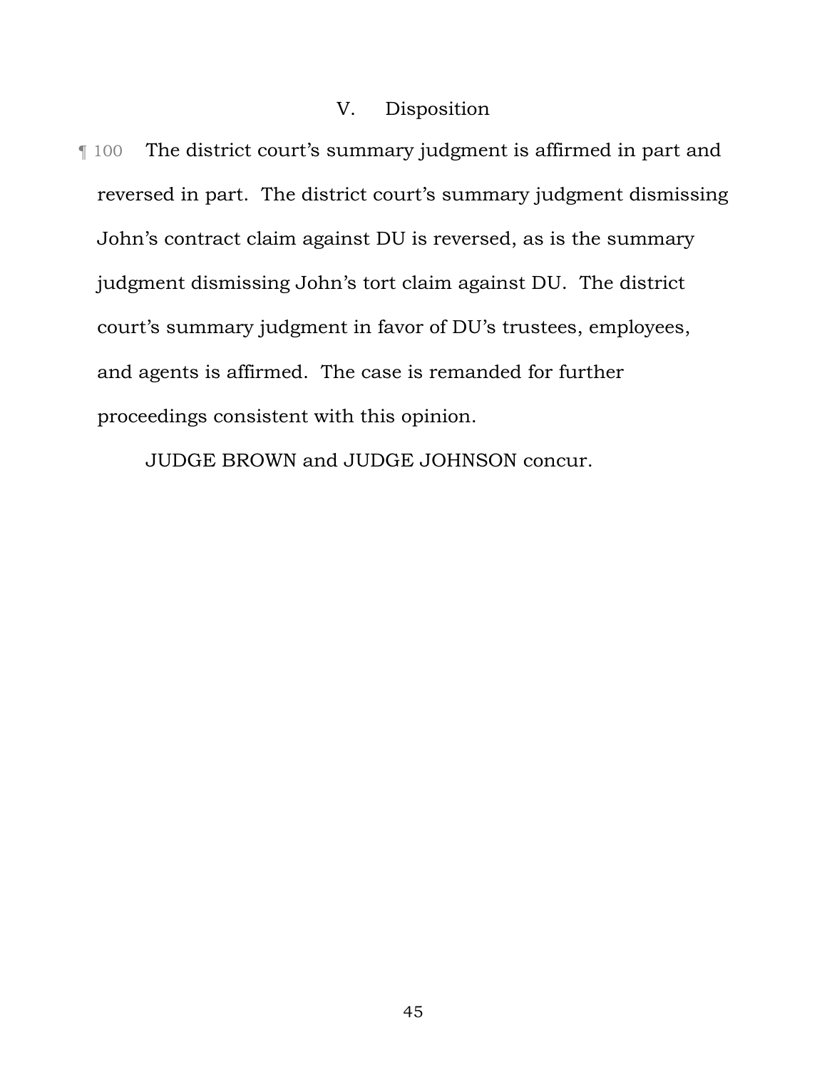## V. Disposition

¶ 100 The district court's summary judgment is affirmed in part and reversed in part. The district court's summary judgment dismissing John's contract claim against DU is reversed, as is the summary judgment dismissing John's tort claim against DU. The district court's summary judgment in favor of DU's trustees, employees, and agents is affirmed. The case is remanded for further proceedings consistent with this opinion.

JUDGE BROWN and JUDGE JOHNSON concur.